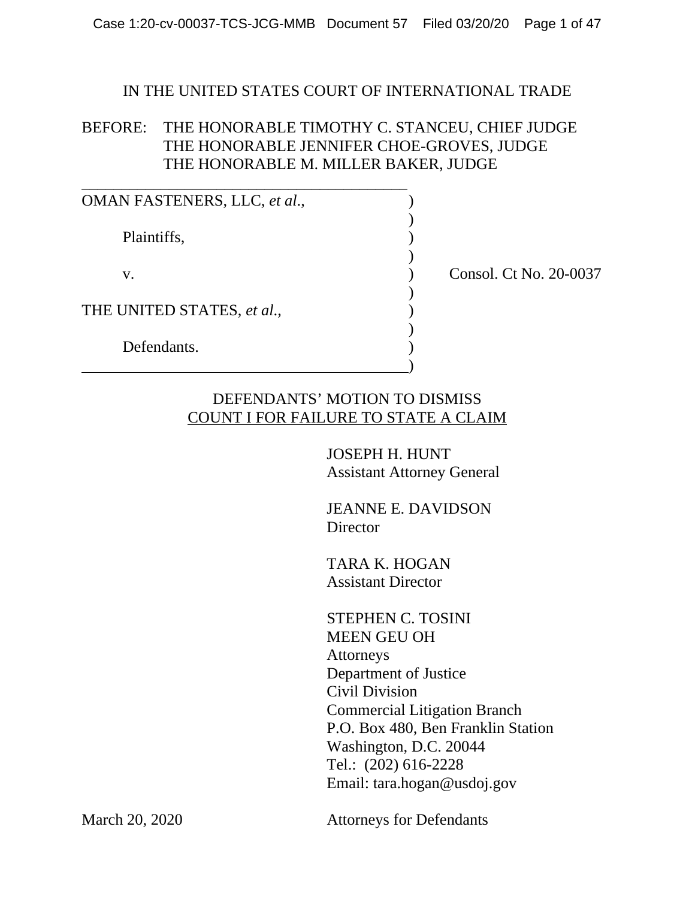IN THE UNITED STATES COURT OF INTERNATIONAL TRADE

BEFORE: THE HONORABLE TIMOTHY C. STANCEU, CHIEF JUDGE
THE HONORABLE JENNIFER CHOE-GROVES, JUDGE
THE HONORABLE M. MILLER BAKER, JUDGE

OMAN FASTENERS, LLC, *et al.*,

Plaintiffs,

v.

THE UNITED STATES, *et al.*,

Defendants.

Consol. Ct No. 20-0037

## DEFENDANTS' MOTION TO DISMISS COUNT I FOR FAILURE TO STATE A CLAIM

JOSEPH H. HUNT
Assistant Attorney General

JEANNE E. DAVIDSON
Director

TARA K. HOGAN
Assistant Director

STEPHEN C. TOSINI
MEEN GEU OH
Attorneys
Department of Justice
Civil Division
Commercial Litigation Branch
P.O. Box 480, Ben Franklin Station
Washington, D.C. 20044
Tel.: (202) 616-2228
Email: tara.hogan@usdoj.gov

March 20, 2020

Attorneys for Defendants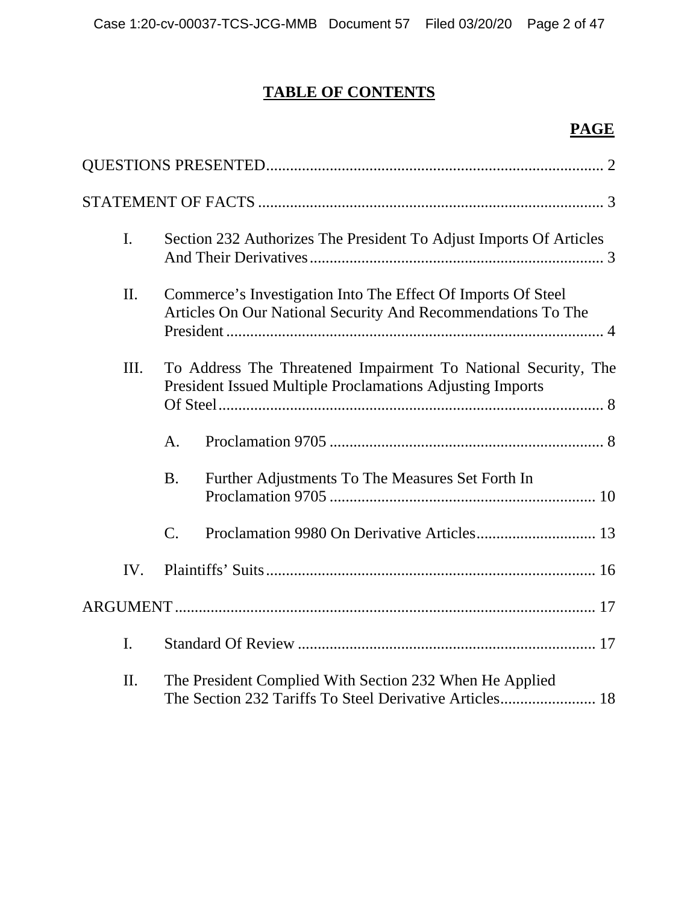# TABLE OF CONTENTS

**PAGE**

QUESTIONS PRESENTED .................................................................................... 2

STATEMENT OF FACTS ...................................................................................... 3

I. Section 232 Authorizes The President To Adjust Imports Of Articles And Their Derivatives ......................................................................... 3

II. Commerce's Investigation Into The Effect Of Imports Of Steel Articles On Our National Security And Recommendations To The President .............................................................................................. 4

III. To Address The Threatened Impairment To National Security, The President Issued Multiple Proclamations Adjusting Imports Of Steel ................................................................................................ 8

A. Proclamation 9705 .................................................................... 8

B. Further Adjustments To The Measures Set Forth In Proclamation 9705 .................................................................. 10

C. Proclamation 9980 On Derivative Articles .............................. 13

IV. Plaintiffs' Suits ................................................................................. 16

ARGUMENT ......................................................................................................... 17

I. Standard Of Review .......................................................................... 17

II. The President Complied With Section 232 When He Applied The Section 232 Tariffs To Steel Derivative Articles ........................ 18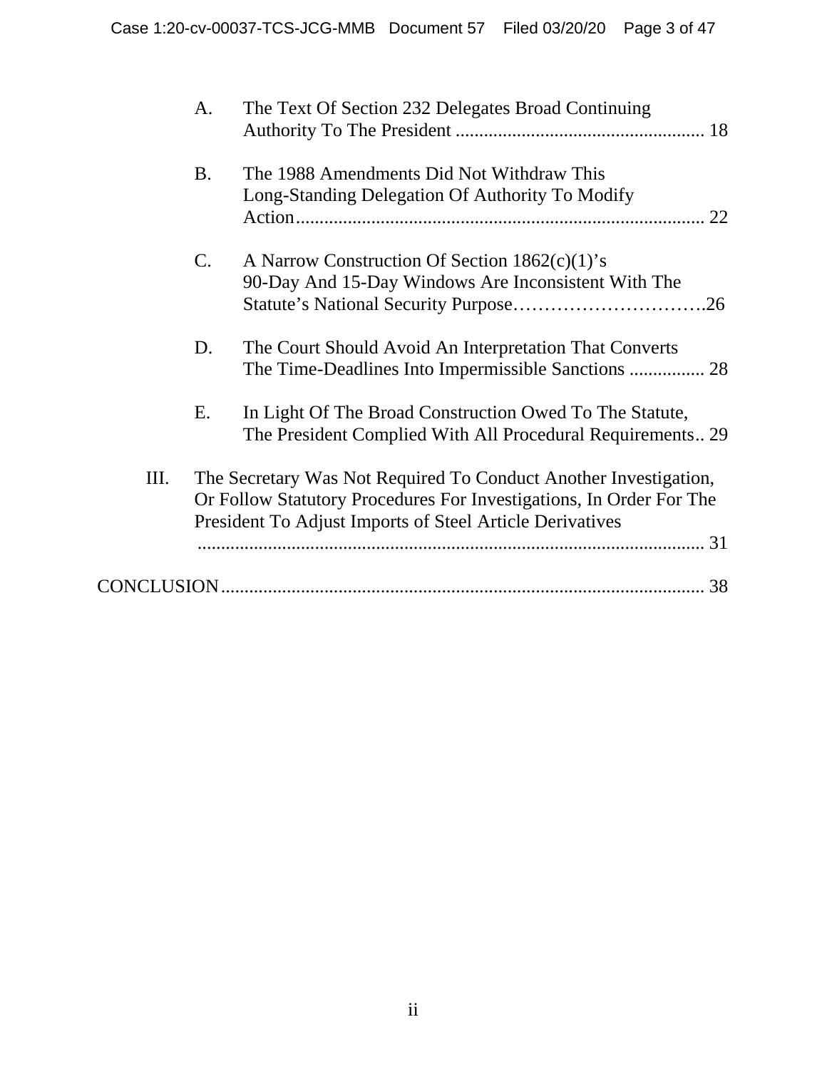A. The Text Of Section 232 Delegates Broad Continuing Authority To The President .................................................... 18

B. The 1988 Amendments Did Not Withdraw This Long-Standing Delegation Of Authority To Modify Action...................................................................................... 22

C. A Narrow Construction Of Section 1862(c)(1)'s 90-Day And 15-Day Windows Are Inconsistent With The Statute's National Security Purpose………………………….26

D. The Court Should Avoid An Interpretation That Converts The Time-Deadlines Into Impermissible Sanctions ................ 28

E. In Light Of The Broad Construction Owed To The Statute, The President Complied With All Procedural Requirements.. 29

III. The Secretary Was Not Required To Conduct Another Investigation, Or Follow Statutory Procedures For Investigations, In Order For The President To Adjust Imports of Steel Article Derivatives ........................................................................................................... 31

CONCLUSION....................................................................................................... 38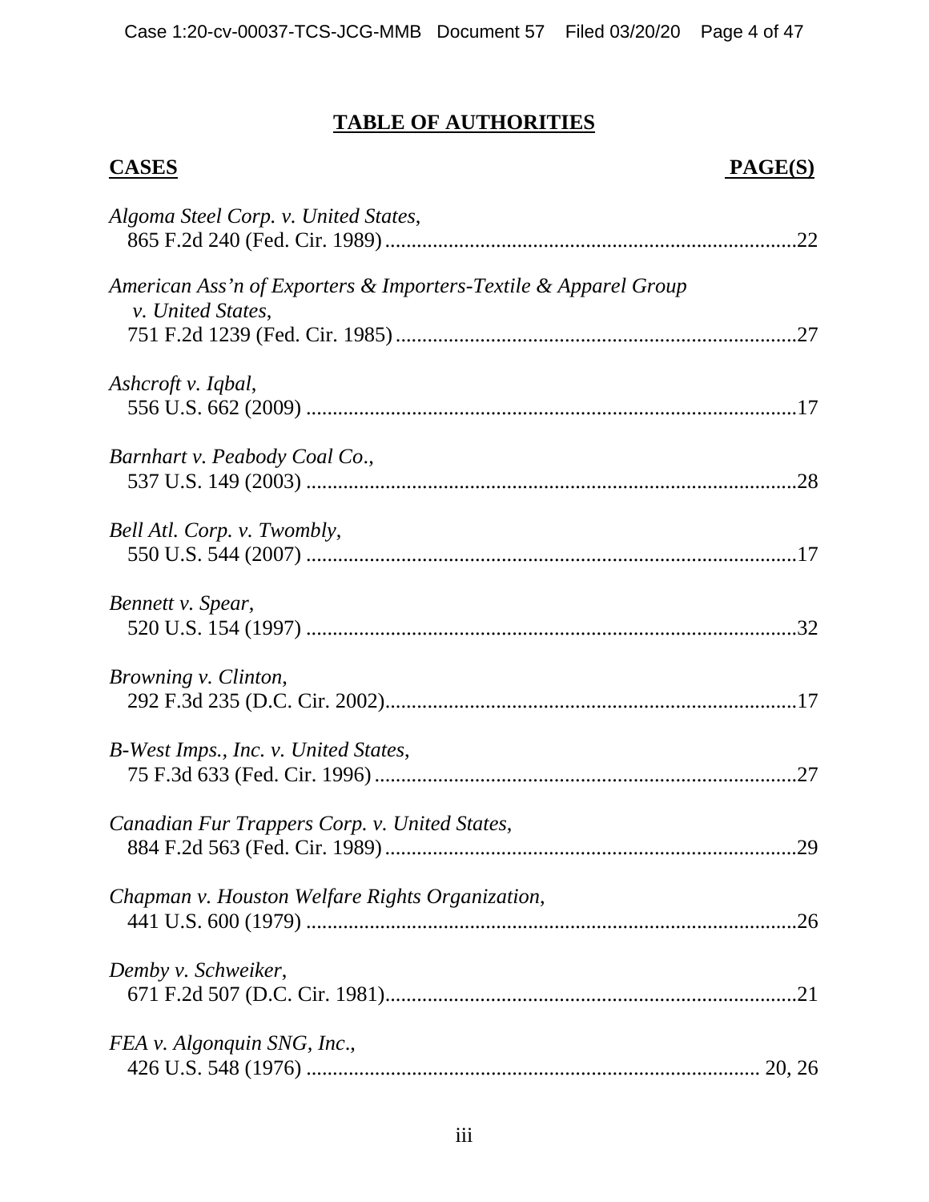## TABLE OF AUTHORITIES

**CASES** **PAGE(S)**

*Algoma Steel Corp. v. United States*,
865 F.2d 240 (Fed. Cir. 1989)............................................................................22

*American Ass'n of Exporters & Importers-Textile & Apparel Group v. United States*,
751 F.2d 1239 (Fed. Cir. 1985)..........................................................................27

*Ashcroft v. Iqbal*,
556 U.S. 662 (2009) ...........................................................................................17

*Barnhart v. Peabody Coal Co*.,
537 U.S. 149 (2003) ...........................................................................................28

*Bell Atl. Corp. v. Twombly*,
550 U.S. 544 (2007) ...........................................................................................17

*Bennett v. Spear*,
520 U.S. 154 (1997) ...........................................................................................32

*Browning v. Clinton*,
292 F.3d 235 (D.C. Cir. 2002)............................................................................17

*B-West Imps., Inc. v. United States*,
75 F.3d 633 (Fed. Cir. 1996)..............................................................................27

*Canadian Fur Trappers Corp. v. United States*,
884 F.2d 563 (Fed. Cir. 1989)............................................................................29

*Chapman v. Houston Welfare Rights Organization*,
441 U.S. 600 (1979) ...........................................................................................26

*Demby v. Schweiker*,
671 F.2d 507 (D.C. Cir. 1981)............................................................................21

*FEA v. Algonquin SNG, Inc*.,
426 U.S. 548 (1976) ..................................................................................... 20, 26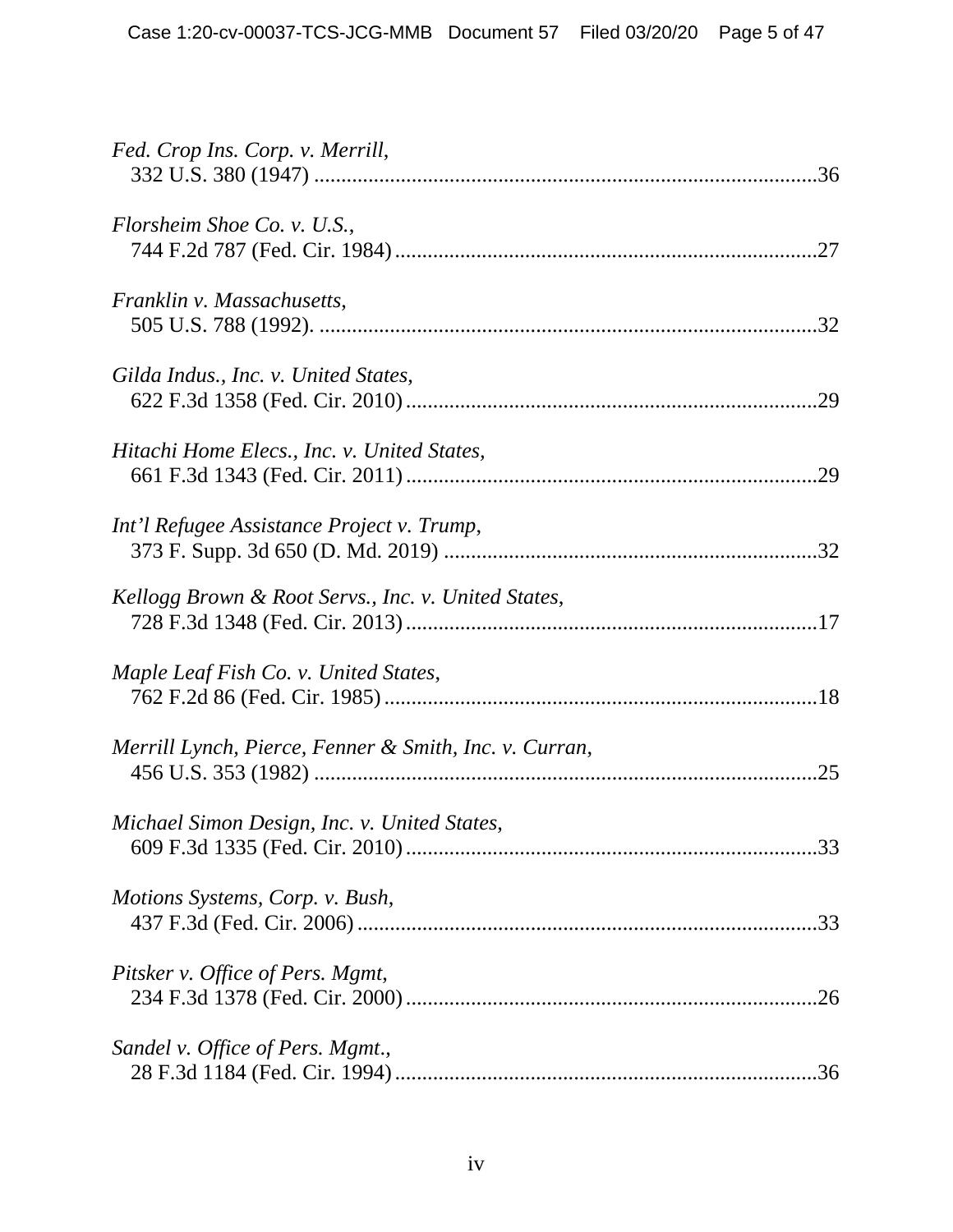*Fed. Crop Ins. Corp. v. Merrill*,
332 U.S. 380 (1947) ....................................................................................36

*Florsheim Shoe Co. v. U.S.*,
744 F.2d 787 (Fed. Cir. 1984) .....................................................................27

*Franklin v. Massachusetts*,
505 U.S. 788 (1992). ...................................................................................32

*Gilda Indus., Inc. v. United States*,
622 F.3d 1358 (Fed. Cir. 2010) ...................................................................29

*Hitachi Home Elecs., Inc. v. United States*,
661 F.3d 1343 (Fed. Cir. 2011) ...................................................................29

*Int'l Refugee Assistance Project v. Trump*,
373 F. Supp. 3d 650 (D. Md. 2019) ............................................................32

*Kellogg Brown & Root Servs., Inc. v. United States*,
728 F.3d 1348 (Fed. Cir. 2013) ...................................................................17

*Maple Leaf Fish Co. v. United States*,
762 F.2d 86 (Fed. Cir. 1985) .......................................................................18

*Merrill Lynch, Pierce, Fenner & Smith, Inc. v. Curran*,
456 U.S. 353 (1982) ....................................................................................25

*Michael Simon Design, Inc. v. United States*,
609 F.3d 1335 (Fed. Cir. 2010) ...................................................................33

*Motions Systems, Corp. v. Bush*,
437 F.3d (Fed. Cir. 2006) ............................................................................33

*Pitsker v. Office of Pers. Mgmt*,
234 F.3d 1378 (Fed. Cir. 2000) ...................................................................26

*Sandel v. Office of Pers. Mgmt.*,
28 F.3d 1184 (Fed. Cir. 1994) .....................................................................36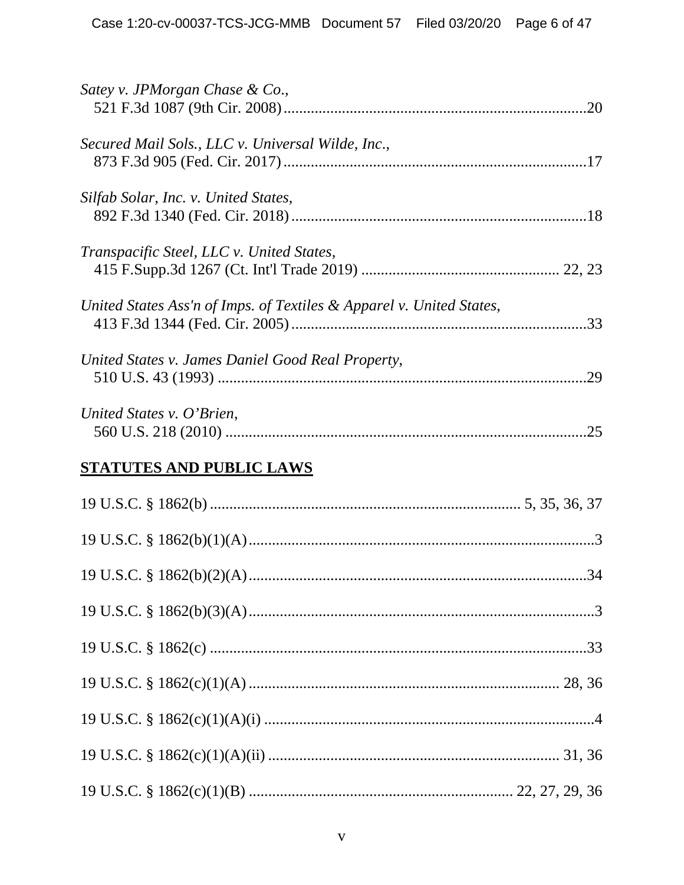*Satey v. JPMorgan Chase & Co.*,
521 F.3d 1087 (9th Cir. 2008)............................................................................20

*Secured Mail Sols., LLC v. Universal Wilde, Inc.*,
873 F.3d 905 (Fed. Cir. 2017)............................................................................17

*Silfab Solar, Inc. v. United States*,
892 F.3d 1340 (Fed. Cir. 2018)..........................................................................18

*Transpacific Steel, LLC v. United States*,
415 F.Supp.3d 1267 (Ct. Int'l Trade 2019) .................................................. 22, 23

*United States Ass'n of Imps. of Textiles & Apparel v. United States*,
413 F.3d 1344 (Fed. Cir. 2005)..........................................................................33

*United States v. James Daniel Good Real Property*,
510 U.S. 43 (1993) .............................................................................................29

*United States v. O'Brien*,
560 U.S. 218 (2010) ...........................................................................................25

## STATUTES AND PUBLIC LAWS

19 U.S.C. § 1862(b) ............................................................................... 5, 35, 36, 37

19 U.S.C. § 1862(b)(1)(A)..........................................................................................3

19 U.S.C. § 1862(b)(2)(A)........................................................................................34

19 U.S.C. § 1862(b)(3)(A)..........................................................................................3

19 U.S.C. § 1862(c) ..................................................................................................33

19 U.S.C. § 1862(c)(1)(A) ............................................................................... 28, 36

19 U.S.C. § 1862(c)(1)(A)(i) .....................................................................................4

19 U.S.C. § 1862(c)(1)(A)(ii) ........................................................................... 31, 36

19 U.S.C. § 1862(c)(1)(B) ..................................................................... 22, 27, 29, 36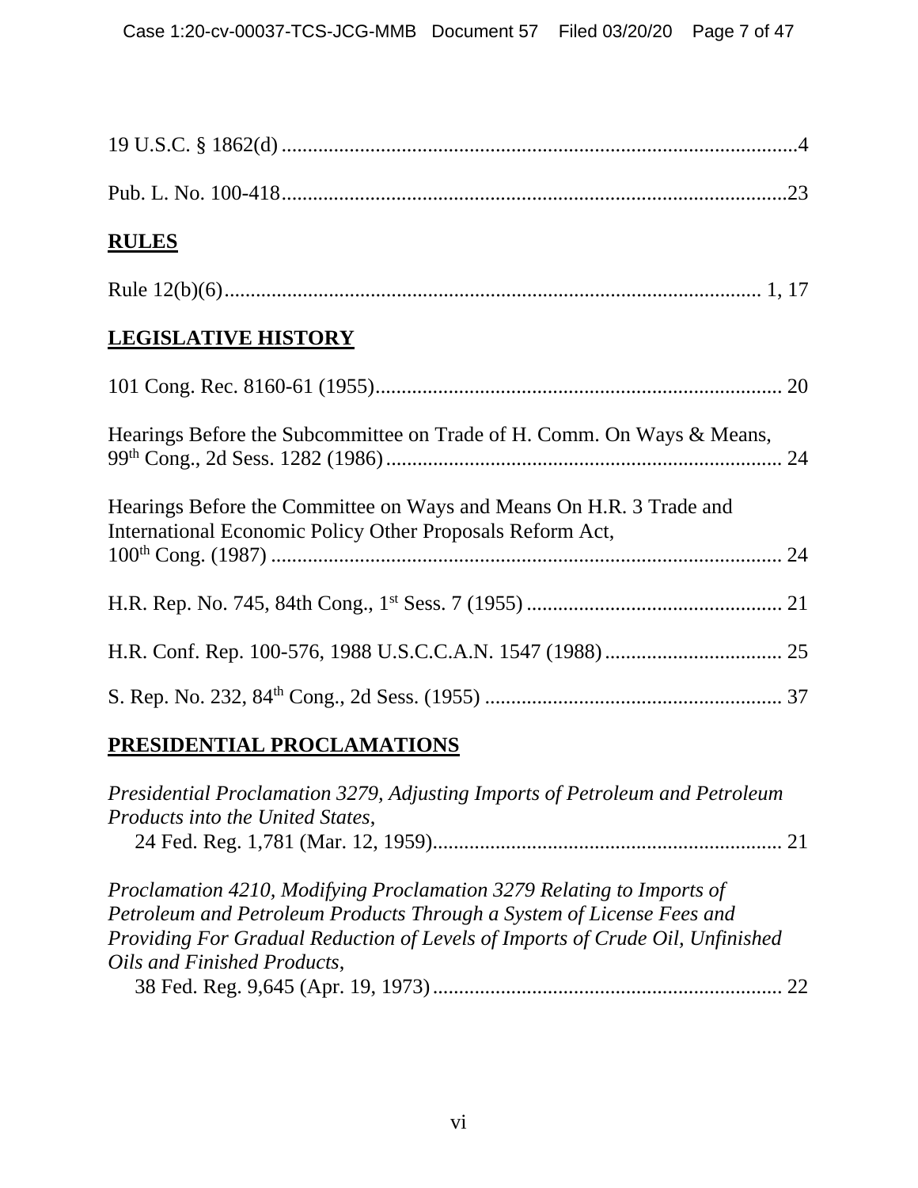19 U.S.C. § 1862(d) .................................................................................................4

Pub. L. No. 100-418.................................................................................................23

**RULES**

Rule 12(b)(6)....................................................................................................... 1, 17

**LEGISLATIVE HISTORY**

101 Cong. Rec. 8160-61 (1955).............................................................................. 20

Hearings Before the Subcommittee on Trade of H. Comm. On Ways & Means, 99th Cong., 2d Sess. 1282 (1986)............................................................................ 24

Hearings Before the Committee on Ways and Means On H.R. 3 Trade and International Economic Policy Other Proposals Reform Act, 100th Cong. (1987) .................................................................................................. 24

H.R. Rep. No. 745, 84th Cong., 1st Sess. 7 (1955) ................................................. 21

H.R. Conf. Rep. 100-576, 1988 U.S.C.C.A.N. 1547 (1988).................................. 25

S. Rep. No. 232, 84th Cong., 2d Sess. (1955) ......................................................... 37

**PRESIDENTIAL PROCLAMATIONS**

*Presidential Proclamation 3279, Adjusting Imports of Petroleum and Petroleum Products into the United States,*
24 Fed. Reg. 1,781 (Mar. 12, 1959).................................................................. 21

*Proclamation 4210, Modifying Proclamation 3279 Relating to Imports of Petroleum and Petroleum Products Through a System of License Fees and Providing For Gradual Reduction of Levels of Imports of Crude Oil, Unfinished Oils and Finished Products,*
38 Fed. Reg. 9,645 (Apr. 19, 1973).................................................................. 22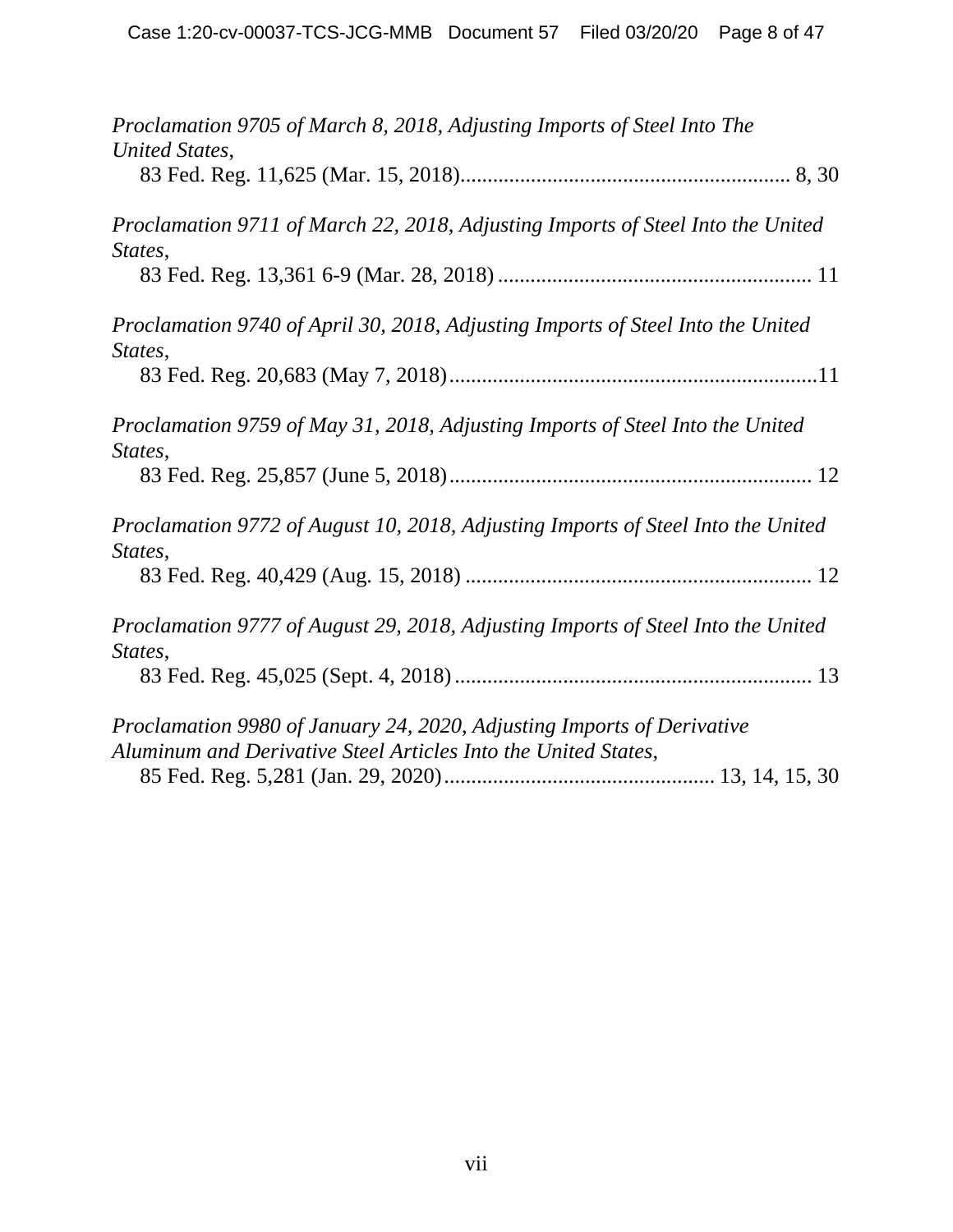*Proclamation 9705 of March 8, 2018, Adjusting Imports of Steel Into The United States*,
83 Fed. Reg. 11,625 (Mar. 15, 2018)............................................................ 8, 30

*Proclamation 9711 of March 22, 2018, Adjusting Imports of Steel Into the United States*,
83 Fed. Reg. 13,361 6-9 (Mar. 28, 2018) .......................................................... 11

*Proclamation 9740 of April 30, 2018, Adjusting Imports of Steel Into the United States*,
83 Fed. Reg. 20,683 (May 7, 2018)....................................................................11

*Proclamation 9759 of May 31, 2018, Adjusting Imports of Steel Into the United States*,
83 Fed. Reg. 25,857 (June 5, 2018).................................................................. 12

*Proclamation 9772 of August 10, 2018, Adjusting Imports of Steel Into the United States*,
83 Fed. Reg. 40,429 (Aug. 15, 2018) ............................................................... 12

*Proclamation 9777 of August 29, 2018, Adjusting Imports of Steel Into the United States*,
83 Fed. Reg. 45,025 (Sept. 4, 2018) ................................................................. 13

*Proclamation 9980 of January 24, 2020, Adjusting Imports of Derivative Aluminum and Derivative Steel Articles Into the United States*,
85 Fed. Reg. 5,281 (Jan. 29, 2020)................................................. 13, 14, 15, 30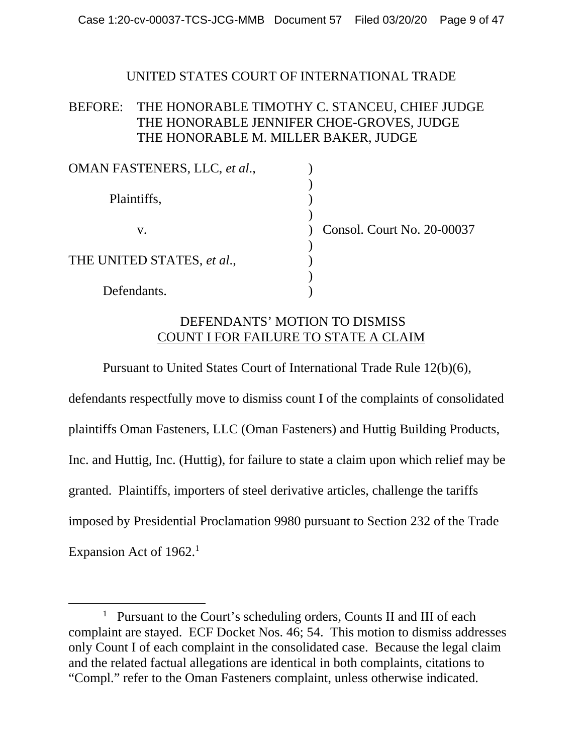UNITED STATES COURT OF INTERNATIONAL TRADE

BEFORE: THE HONORABLE TIMOTHY C. STANCEU, CHIEF JUDGE
THE HONORABLE JENNIFER CHOE-GROVES, JUDGE
THE HONORABLE M. MILLER BAKER, JUDGE

| | | |
|---|---|---|
| OMAN FASTENERS, LLC, *et al.*, | ) | |
| | ) | |
| Plaintiffs, | ) | |
| | ) | |
| v. | ) | Consol. Court No. 20-00037 |
| | ) | |
| THE UNITED STATES, *et al.*, | ) | |
| | ) | |
| Defendants. | ) | |

DEFENDANTS' MOTION TO DISMISS
COUNT I FOR FAILURE TO STATE A CLAIM

Pursuant to United States Court of International Trade Rule 12(b)(6), defendants respectfully move to dismiss count I of the complaints of consolidated plaintiffs Oman Fasteners, LLC (Oman Fasteners) and Huttig Building Products, Inc. and Huttig, Inc. (Huttig), for failure to state a claim upon which relief may be granted. Plaintiffs, importers of steel derivative articles, challenge the tariffs imposed by Presidential Proclamation 9980 pursuant to Section 232 of the Trade Expansion Act of 1962.[1]

[1] Pursuant to the Court's scheduling orders, Counts II and III of each complaint are stayed. ECF Docket Nos. 46; 54. This motion to dismiss addresses only Count I of each complaint in the consolidated case. Because the legal claim and the related factual allegations are identical in both complaints, citations to "Compl." refer to the Oman Fasteners complaint, unless otherwise indicated.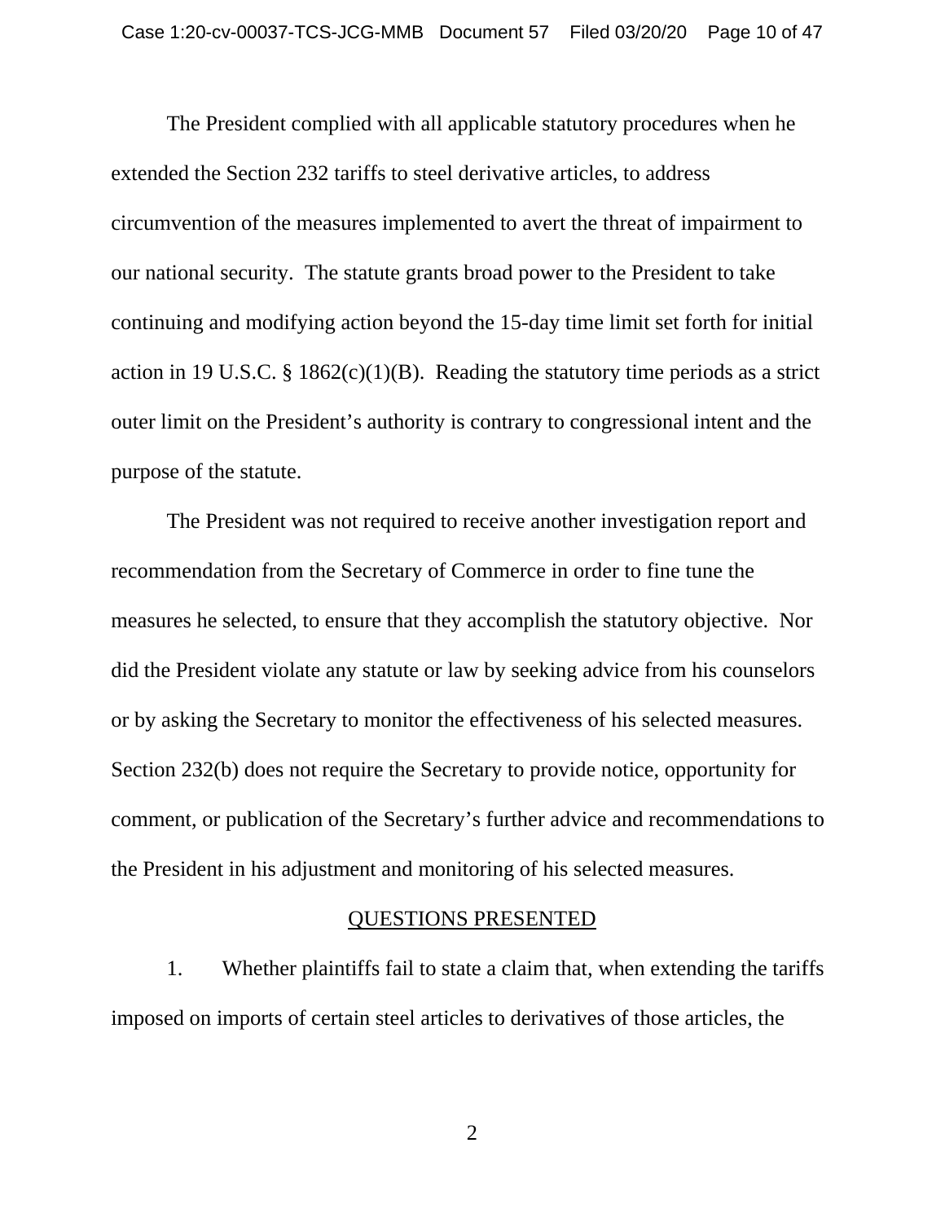The President complied with all applicable statutory procedures when he extended the Section 232 tariffs to steel derivative articles, to address circumvention of the measures implemented to avert the threat of impairment to our national security. The statute grants broad power to the President to take continuing and modifying action beyond the 15-day time limit set forth for initial action in 19 U.S.C. § 1862(c)(1)(B). Reading the statutory time periods as a strict outer limit on the President's authority is contrary to congressional intent and the purpose of the statute.

The President was not required to receive another investigation report and recommendation from the Secretary of Commerce in order to fine tune the measures he selected, to ensure that they accomplish the statutory objective. Nor did the President violate any statute or law by seeking advice from his counselors or by asking the Secretary to monitor the effectiveness of his selected measures. Section 232(b) does not require the Secretary to provide notice, opportunity for comment, or publication of the Secretary's further advice and recommendations to the President in his adjustment and monitoring of his selected measures.

## QUESTIONS PRESENTED

1. Whether plaintiffs fail to state a claim that, when extending the tariffs imposed on imports of certain steel articles to derivatives of those articles, the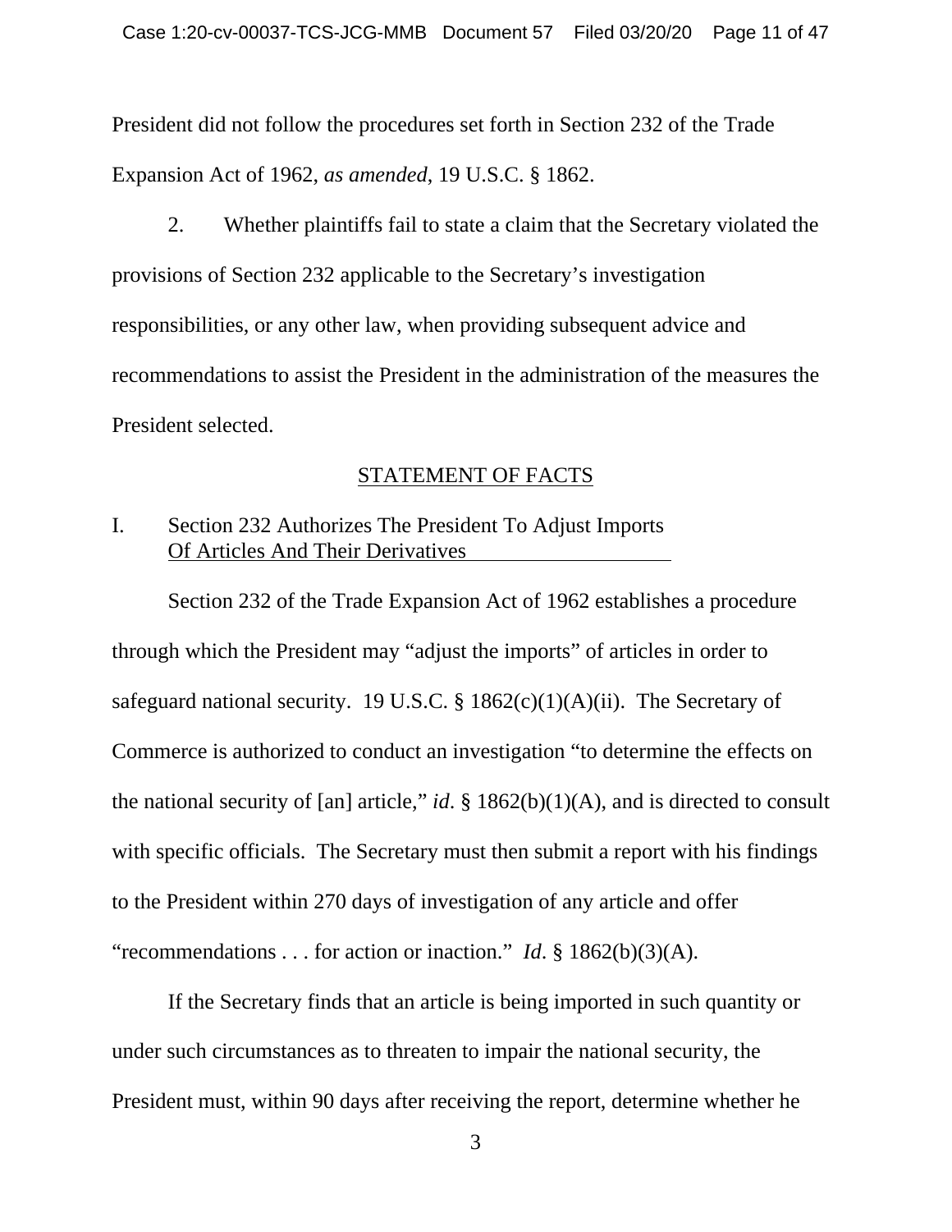President did not follow the procedures set forth in Section 232 of the Trade Expansion Act of 1962, *as amended*, 19 U.S.C. § 1862.

2. Whether plaintiffs fail to state a claim that the Secretary violated the provisions of Section 232 applicable to the Secretary's investigation responsibilities, or any other law, when providing subsequent advice and recommendations to assist the President in the administration of the measures the President selected.

## STATEMENT OF FACTS

### I. Section 232 Authorizes The President To Adjust Imports Of Articles And Their Derivatives

Section 232 of the Trade Expansion Act of 1962 establishes a procedure through which the President may "adjust the imports" of articles in order to safeguard national security. 19 U.S.C. § 1862(c)(1)(A)(ii). The Secretary of Commerce is authorized to conduct an investigation "to determine the effects on the national security of [an] article," *id*. § 1862(b)(1)(A), and is directed to consult with specific officials. The Secretary must then submit a report with his findings to the President within 270 days of investigation of any article and offer "recommendations . . . for action or inaction." *Id*. § 1862(b)(3)(A).

If the Secretary finds that an article is being imported in such quantity or under such circumstances as to threaten to impair the national security, the President must, within 90 days after receiving the report, determine whether he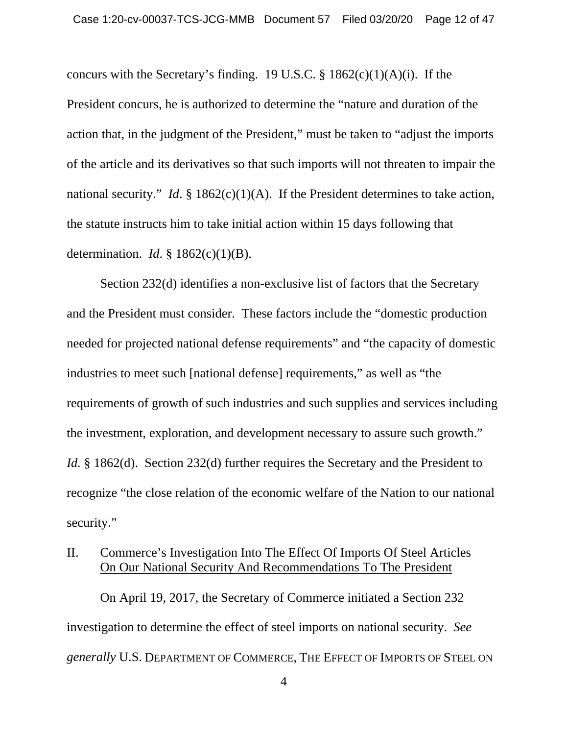concurs with the Secretary's finding. 19 U.S.C. § 1862(c)(1)(A)(i). If the President concurs, he is authorized to determine the "nature and duration of the action that, in the judgment of the President," must be taken to "adjust the imports of the article and its derivatives so that such imports will not threaten to impair the national security." *Id*. § 1862(c)(1)(A). If the President determines to take action, the statute instructs him to take initial action within 15 days following that determination. *Id*. § 1862(c)(1)(B).

Section 232(d) identifies a non-exclusive list of factors that the Secretary and the President must consider. These factors include the "domestic production needed for projected national defense requirements" and "the capacity of domestic industries to meet such [national defense] requirements," as well as "the requirements of growth of such industries and such supplies and services including the investment, exploration, and development necessary to assure such growth." *Id.* § 1862(d). Section 232(d) further requires the Secretary and the President to recognize "the close relation of the economic welfare of the Nation to our national security."

## II. Commerce's Investigation Into The Effect Of Imports Of Steel Articles On Our National Security And Recommendations To The President

On April 19, 2017, the Secretary of Commerce initiated a Section 232 investigation to determine the effect of steel imports on national security. *See generally* U.S. DEPARTMENT OF COMMERCE, THE EFFECT OF IMPORTS OF STEEL ON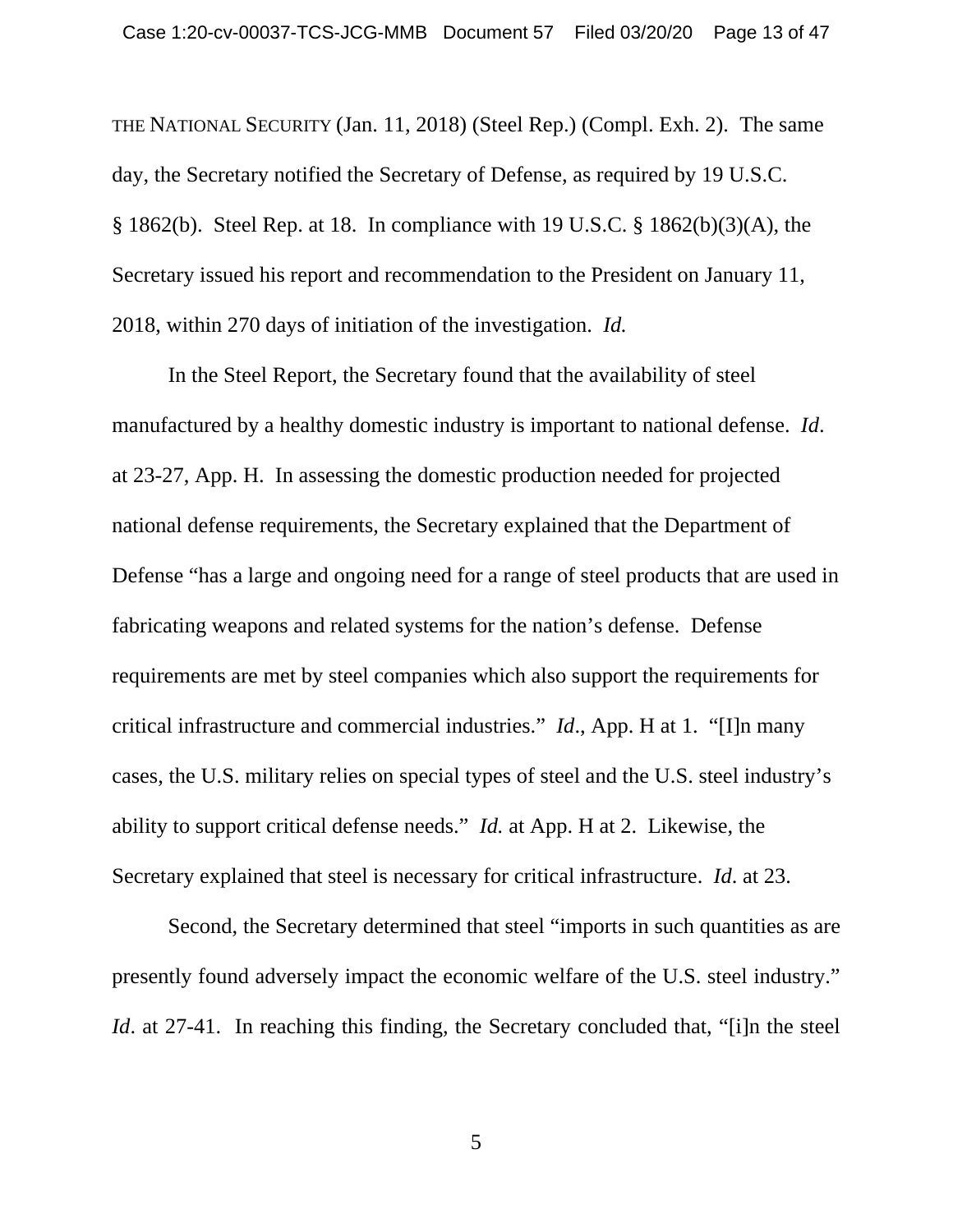THE NATIONAL SECURITY (Jan. 11, 2018) (Steel Rep.) (Compl. Exh. 2). The same day, the Secretary notified the Secretary of Defense, as required by 19 U.S.C. § 1862(b). Steel Rep. at 18. In compliance with 19 U.S.C. § 1862(b)(3)(A), the Secretary issued his report and recommendation to the President on January 11, 2018, within 270 days of initiation of the investigation. *Id.*

In the Steel Report, the Secretary found that the availability of steel manufactured by a healthy domestic industry is important to national defense. *Id*. at 23-27, App. H. In assessing the domestic production needed for projected national defense requirements, the Secretary explained that the Department of Defense "has a large and ongoing need for a range of steel products that are used in fabricating weapons and related systems for the nation's defense. Defense requirements are met by steel companies which also support the requirements for critical infrastructure and commercial industries." *Id*., App. H at 1. "[I]n many cases, the U.S. military relies on special types of steel and the U.S. steel industry's ability to support critical defense needs." *Id.* at App. H at 2. Likewise, the Secretary explained that steel is necessary for critical infrastructure. *Id*. at 23.

Second, the Secretary determined that steel "imports in such quantities as are presently found adversely impact the economic welfare of the U.S. steel industry." *Id*. at 27-41. In reaching this finding, the Secretary concluded that, "[i]n the steel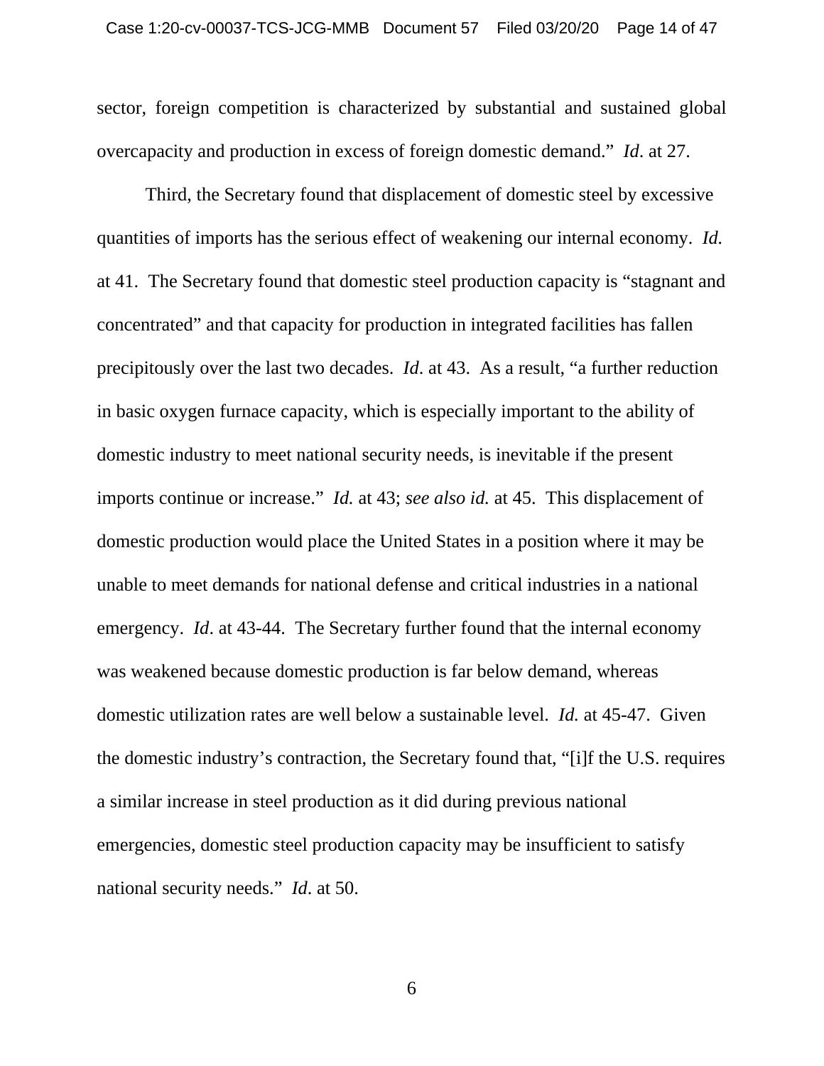sector, foreign competition is characterized by substantial and sustained global overcapacity and production in excess of foreign domestic demand." *Id*. at 27.

Third, the Secretary found that displacement of domestic steel by excessive quantities of imports has the serious effect of weakening our internal economy. *Id.* at 41. The Secretary found that domestic steel production capacity is "stagnant and concentrated" and that capacity for production in integrated facilities has fallen precipitously over the last two decades. *Id*. at 43. As a result, "a further reduction in basic oxygen furnace capacity, which is especially important to the ability of domestic industry to meet national security needs, is inevitable if the present imports continue or increase." *Id.* at 43; *see also id.* at 45. This displacement of domestic production would place the United States in a position where it may be unable to meet demands for national defense and critical industries in a national emergency. *Id*. at 43-44. The Secretary further found that the internal economy was weakened because domestic production is far below demand, whereas domestic utilization rates are well below a sustainable level. *Id.* at 45-47. Given the domestic industry's contraction, the Secretary found that, "[i]f the U.S. requires a similar increase in steel production as it did during previous national emergencies, domestic steel production capacity may be insufficient to satisfy national security needs." *Id*. at 50.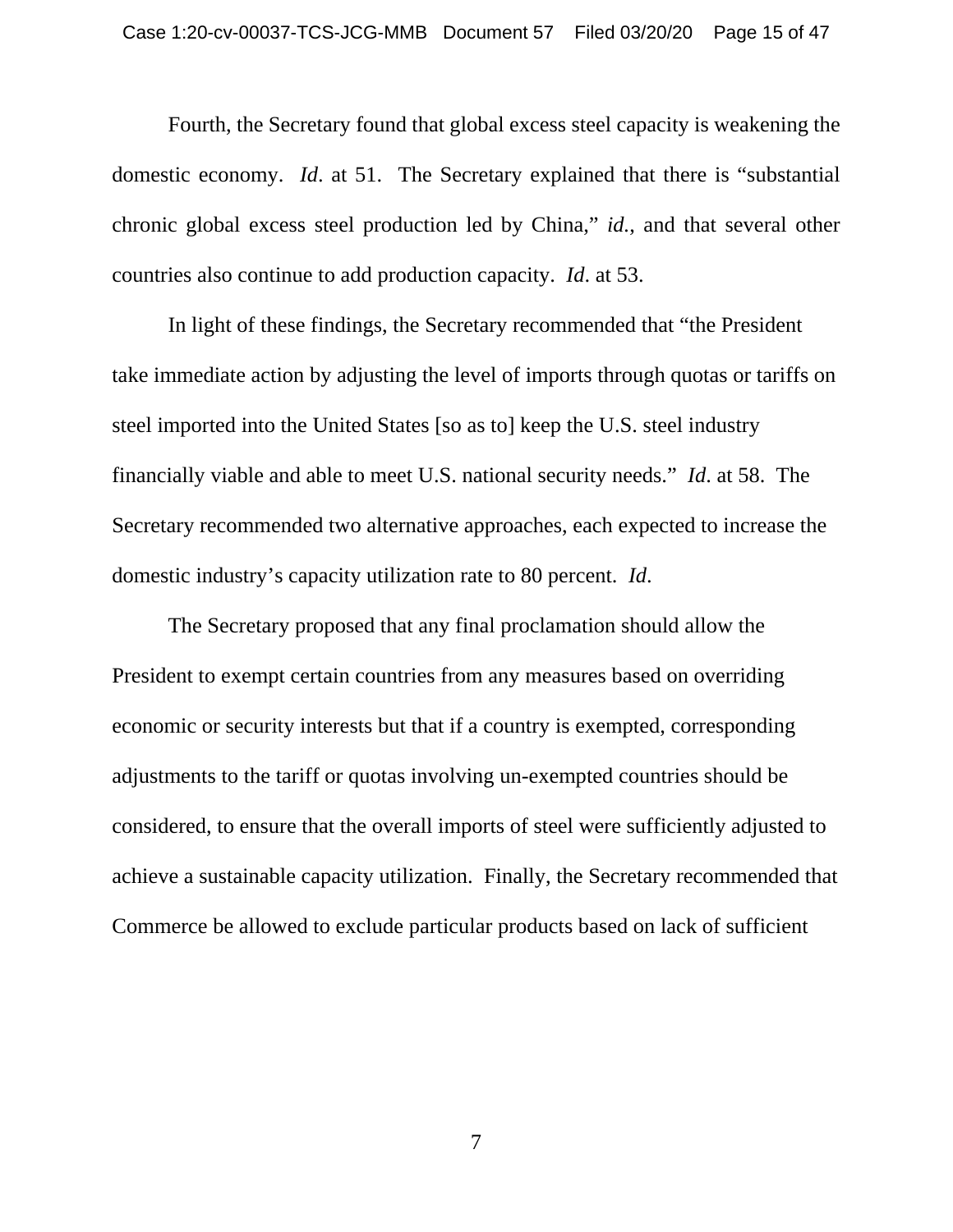Fourth, the Secretary found that global excess steel capacity is weakening the domestic economy. *Id*. at 51. The Secretary explained that there is "substantial chronic global excess steel production led by China," *id.*, and that several other countries also continue to add production capacity. *Id*. at 53.

In light of these findings, the Secretary recommended that "the President take immediate action by adjusting the level of imports through quotas or tariffs on steel imported into the United States [so as to] keep the U.S. steel industry financially viable and able to meet U.S. national security needs." *Id*. at 58. The Secretary recommended two alternative approaches, each expected to increase the domestic industry's capacity utilization rate to 80 percent. *Id*.

The Secretary proposed that any final proclamation should allow the President to exempt certain countries from any measures based on overriding economic or security interests but that if a country is exempted, corresponding adjustments to the tariff or quotas involving un-exempted countries should be considered, to ensure that the overall imports of steel were sufficiently adjusted to achieve a sustainable capacity utilization. Finally, the Secretary recommended that Commerce be allowed to exclude particular products based on lack of sufficient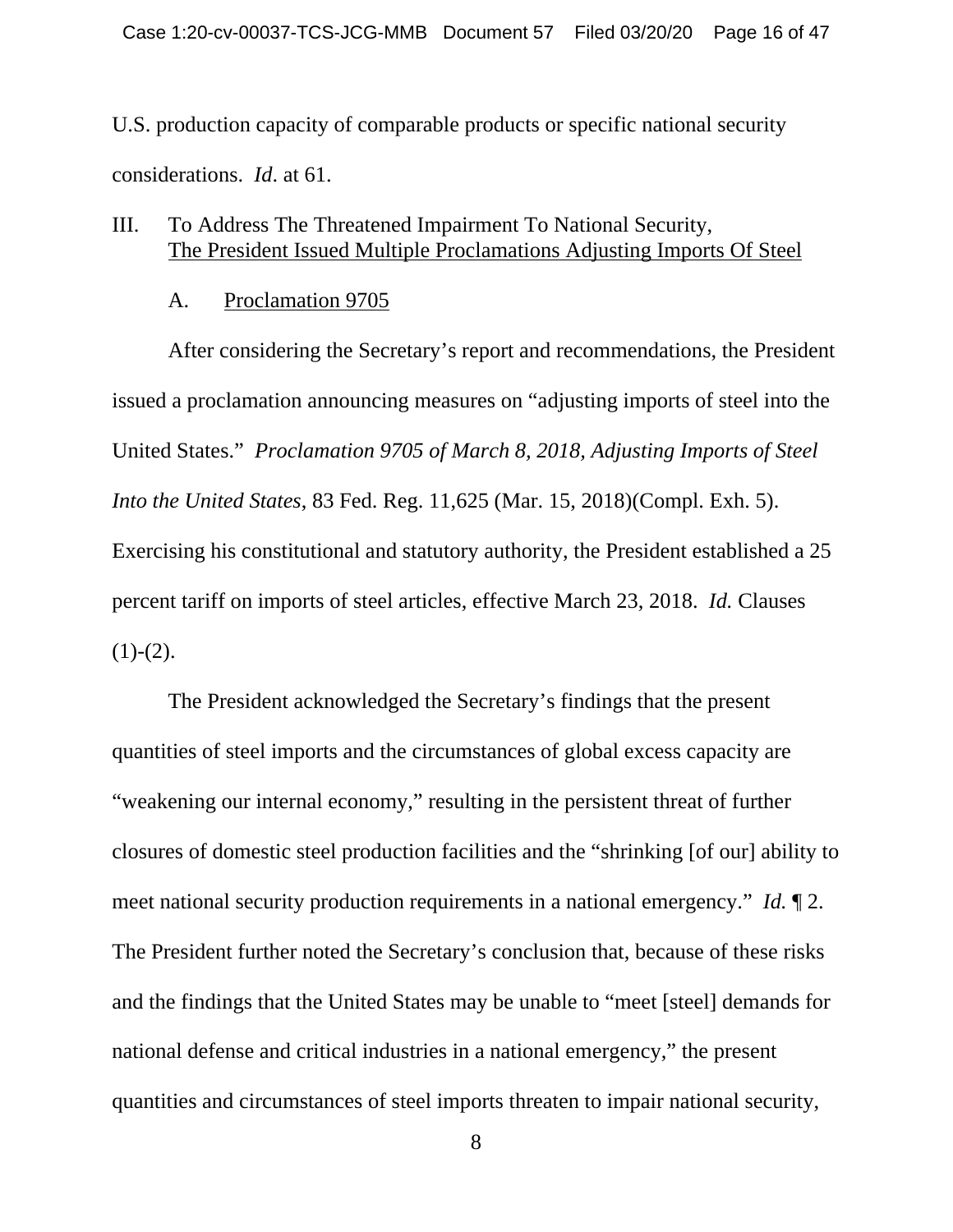U.S. production capacity of comparable products or specific national security considerations. *Id*. at 61.

## III. To Address The Threatened Impairment To National Security, The President Issued Multiple Proclamations Adjusting Imports Of Steel

### A. Proclamation 9705

After considering the Secretary's report and recommendations, the President issued a proclamation announcing measures on "adjusting imports of steel into the United States." *Proclamation 9705 of March 8, 2018, Adjusting Imports of Steel Into the United States*, 83 Fed. Reg. 11,625 (Mar. 15, 2018)(Compl. Exh. 5). Exercising his constitutional and statutory authority, the President established a 25 percent tariff on imports of steel articles, effective March 23, 2018. *Id.* Clauses (1)-(2).

The President acknowledged the Secretary's findings that the present quantities of steel imports and the circumstances of global excess capacity are "weakening our internal economy," resulting in the persistent threat of further closures of domestic steel production facilities and the "shrinking [of our] ability to meet national security production requirements in a national emergency." *Id.* ¶ 2. The President further noted the Secretary's conclusion that, because of these risks and the findings that the United States may be unable to "meet [steel] demands for national defense and critical industries in a national emergency," the present quantities and circumstances of steel imports threaten to impair national security,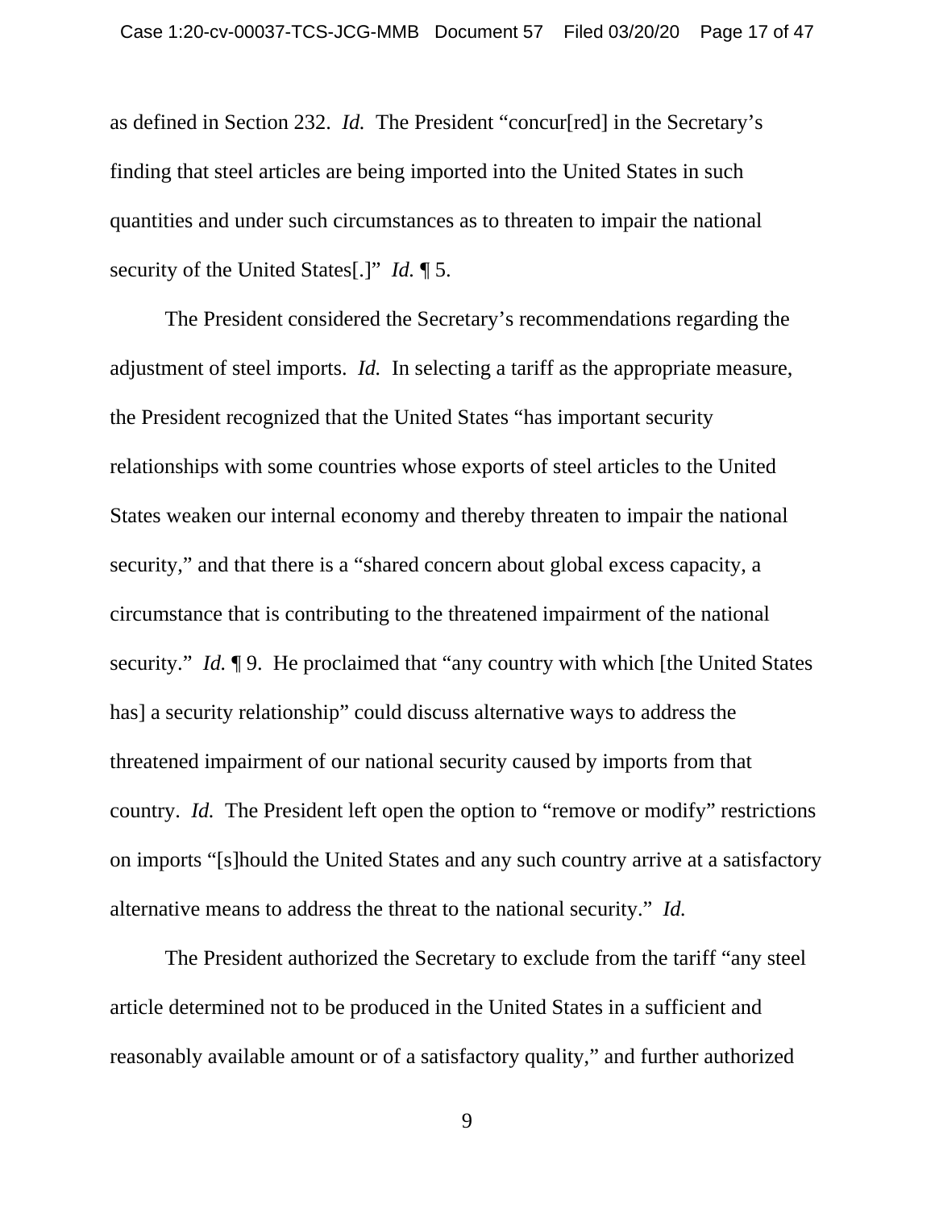as defined in Section 232. *Id.* The President "concur[red] in the Secretary's finding that steel articles are being imported into the United States in such quantities and under such circumstances as to threaten to impair the national security of the United States[.]" *Id.* ¶ 5.

The President considered the Secretary's recommendations regarding the adjustment of steel imports. *Id.* In selecting a tariff as the appropriate measure, the President recognized that the United States "has important security relationships with some countries whose exports of steel articles to the United States weaken our internal economy and thereby threaten to impair the national security," and that there is a "shared concern about global excess capacity, a circumstance that is contributing to the threatened impairment of the national security." *Id.* ¶ 9. He proclaimed that "any country with which [the United States has] a security relationship" could discuss alternative ways to address the threatened impairment of our national security caused by imports from that country. *Id.* The President left open the option to "remove or modify" restrictions on imports "[s]hould the United States and any such country arrive at a satisfactory alternative means to address the threat to the national security." *Id.*

The President authorized the Secretary to exclude from the tariff "any steel article determined not to be produced in the United States in a sufficient and reasonably available amount or of a satisfactory quality," and further authorized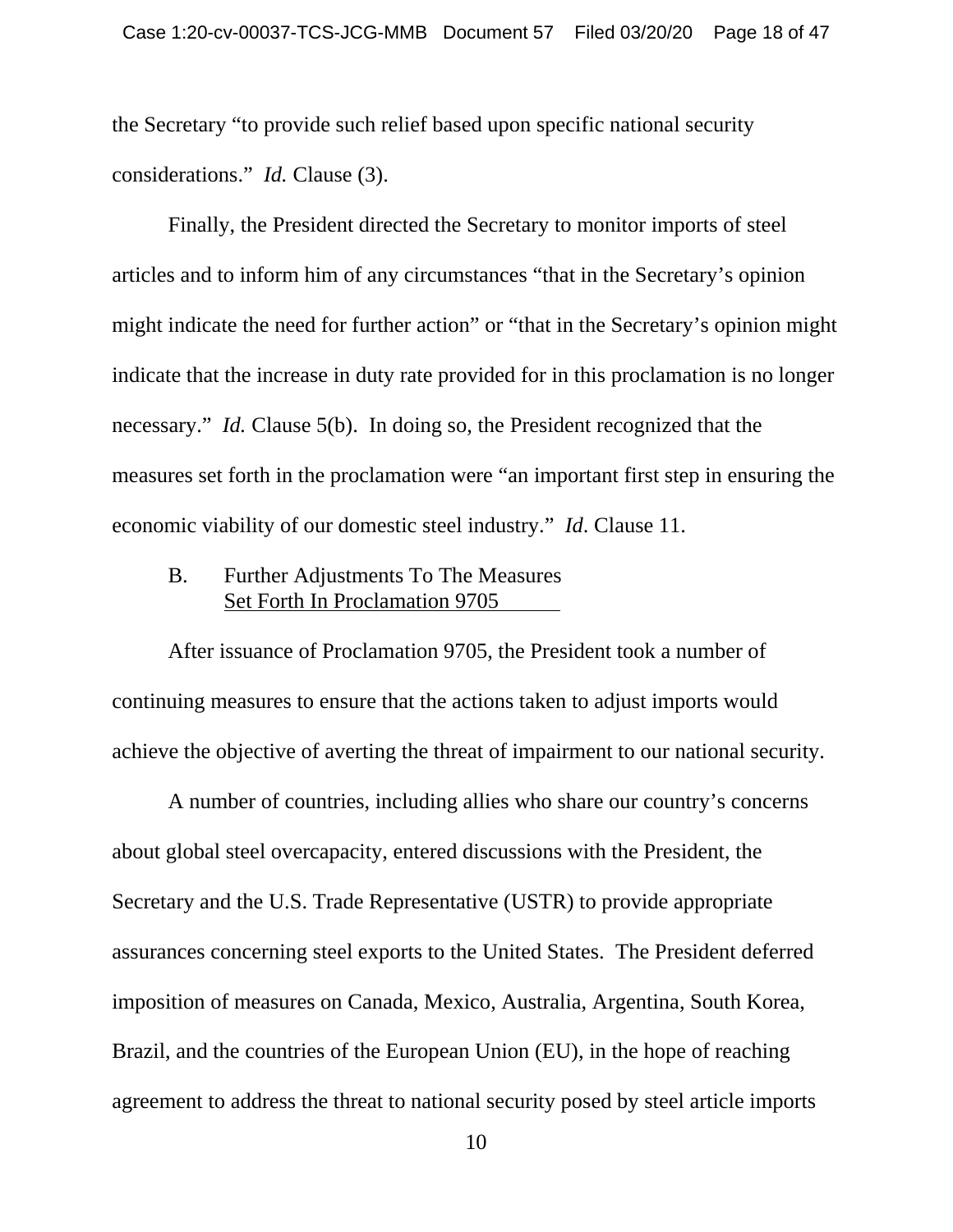the Secretary "to provide such relief based upon specific national security considerations." *Id.* Clause (3).

Finally, the President directed the Secretary to monitor imports of steel articles and to inform him of any circumstances "that in the Secretary's opinion might indicate the need for further action" or "that in the Secretary's opinion might indicate that the increase in duty rate provided for in this proclamation is no longer necessary." *Id.* Clause 5(b). In doing so, the President recognized that the measures set forth in the proclamation were "an important first step in ensuring the economic viability of our domestic steel industry." *Id*. Clause 11.

### B. Further Adjustments To The Measures Set Forth In Proclamation 9705

After issuance of Proclamation 9705, the President took a number of continuing measures to ensure that the actions taken to adjust imports would achieve the objective of averting the threat of impairment to our national security.

A number of countries, including allies who share our country's concerns about global steel overcapacity, entered discussions with the President, the Secretary and the U.S. Trade Representative (USTR) to provide appropriate assurances concerning steel exports to the United States. The President deferred imposition of measures on Canada, Mexico, Australia, Argentina, South Korea, Brazil, and the countries of the European Union (EU), in the hope of reaching agreement to address the threat to national security posed by steel article imports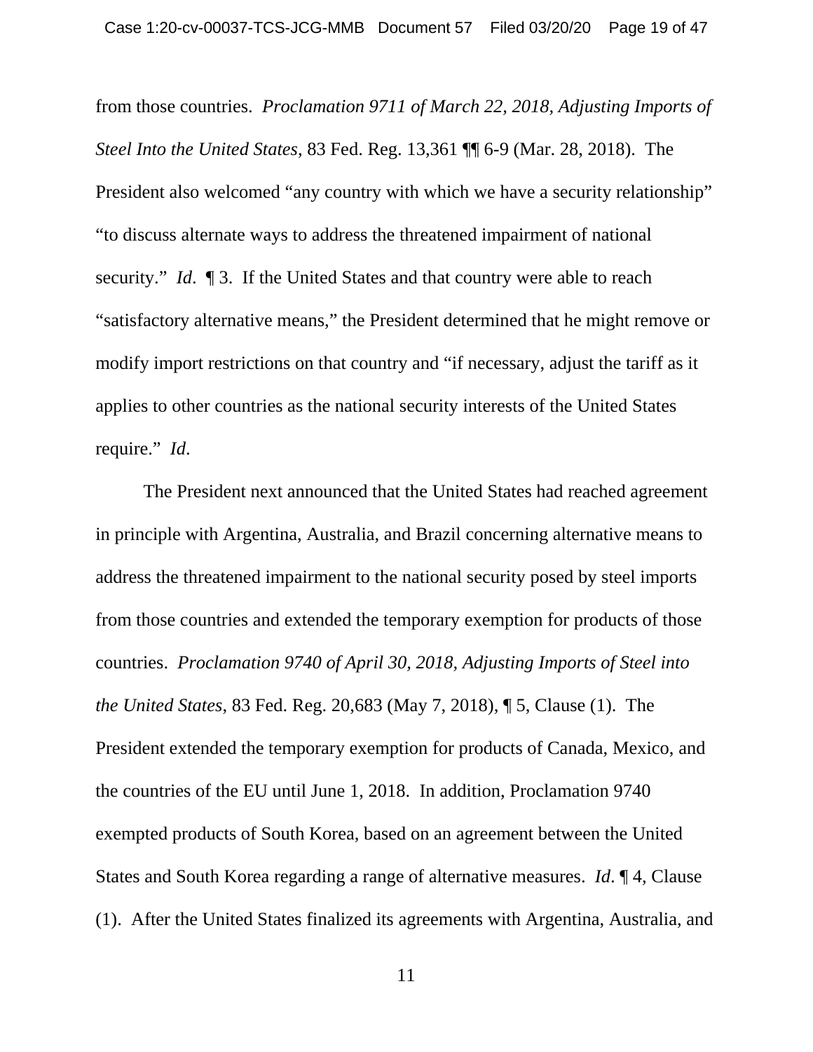from those countries. *Proclamation 9711 of March 22, 2018, Adjusting Imports of Steel Into the United States*, 83 Fed. Reg. 13,361 ¶¶ 6-9 (Mar. 28, 2018). The President also welcomed "any country with which we have a security relationship" "to discuss alternate ways to address the threatened impairment of national security." *Id*. ¶ 3. If the United States and that country were able to reach "satisfactory alternative means," the President determined that he might remove or modify import restrictions on that country and "if necessary, adjust the tariff as it applies to other countries as the national security interests of the United States require." *Id*.

The President next announced that the United States had reached agreement in principle with Argentina, Australia, and Brazil concerning alternative means to address the threatened impairment to the national security posed by steel imports from those countries and extended the temporary exemption for products of those countries. *Proclamation 9740 of April 30, 2018, Adjusting Imports of Steel into the United States*, 83 Fed. Reg. 20,683 (May 7, 2018), ¶ 5, Clause (1). The President extended the temporary exemption for products of Canada, Mexico, and the countries of the EU until June 1, 2018. In addition, Proclamation 9740 exempted products of South Korea, based on an agreement between the United States and South Korea regarding a range of alternative measures. *Id*. ¶ 4, Clause (1). After the United States finalized its agreements with Argentina, Australia, and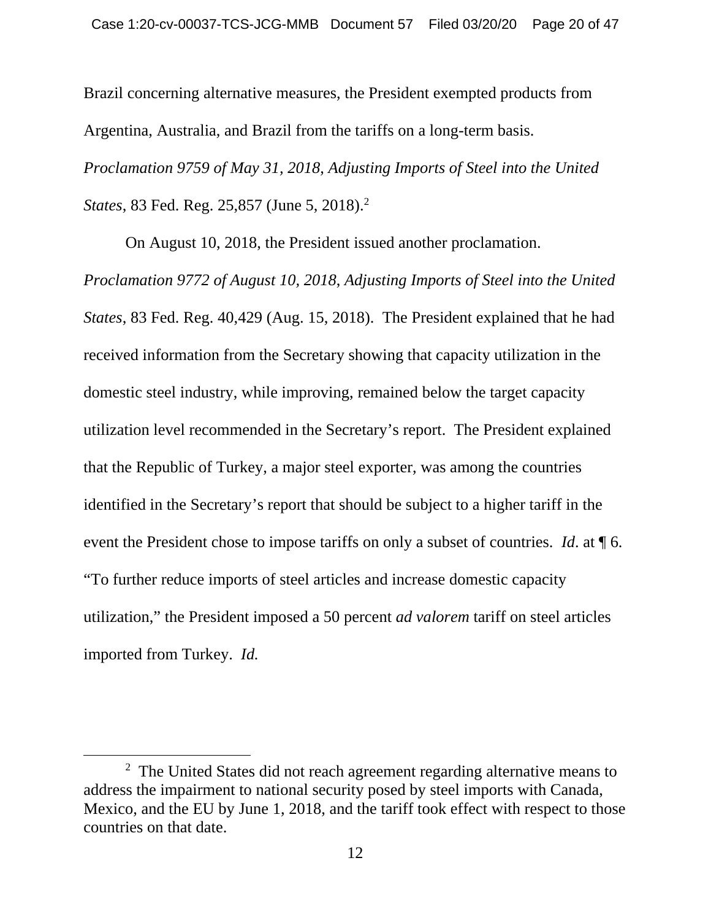Brazil concerning alternative measures, the President exempted products from Argentina, Australia, and Brazil from the tariffs on a long-term basis. *Proclamation 9759 of May 31, 2018, Adjusting Imports of Steel into the United States*, 83 Fed. Reg. 25,857 (June 5, 2018).[2]

On August 10, 2018, the President issued another proclamation. *Proclamation 9772 of August 10, 2018, Adjusting Imports of Steel into the United States*, 83 Fed. Reg. 40,429 (Aug. 15, 2018). The President explained that he had received information from the Secretary showing that capacity utilization in the domestic steel industry, while improving, remained below the target capacity utilization level recommended in the Secretary's report. The President explained that the Republic of Turkey, a major steel exporter, was among the countries identified in the Secretary's report that should be subject to a higher tariff in the event the President chose to impose tariffs on only a subset of countries. *Id*. at ¶ 6. "To further reduce imports of steel articles and increase domestic capacity utilization," the President imposed a 50 percent *ad valorem* tariff on steel articles imported from Turkey. *Id.*

---

[2] The United States did not reach agreement regarding alternative means to address the impairment to national security posed by steel imports with Canada, Mexico, and the EU by June 1, 2018, and the tariff took effect with respect to those countries on that date.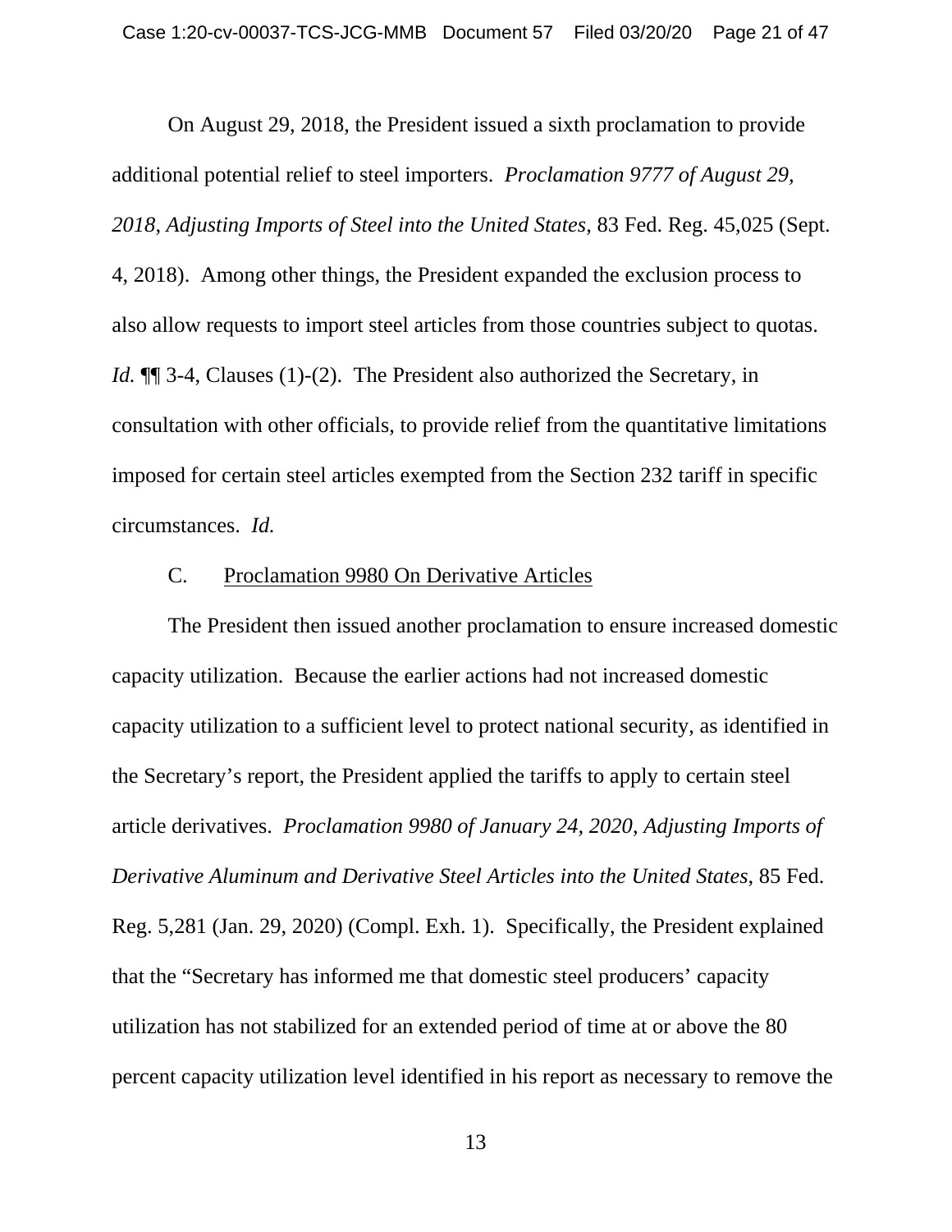On August 29, 2018, the President issued a sixth proclamation to provide additional potential relief to steel importers. *Proclamation 9777 of August 29, 2018*, *Adjusting Imports of Steel into the United States*, 83 Fed. Reg. 45,025 (Sept. 4, 2018). Among other things, the President expanded the exclusion process to also allow requests to import steel articles from those countries subject to quotas. *Id.* ¶¶ 3-4, Clauses (1)-(2). The President also authorized the Secretary, in consultation with other officials, to provide relief from the quantitative limitations imposed for certain steel articles exempted from the Section 232 tariff in specific circumstances. *Id.*

### C. Proclamation 9980 On Derivative Articles

The President then issued another proclamation to ensure increased domestic capacity utilization. Because the earlier actions had not increased domestic capacity utilization to a sufficient level to protect national security, as identified in the Secretary's report, the President applied the tariffs to apply to certain steel article derivatives. *Proclamation 9980 of January 24, 2020*, *Adjusting Imports of Derivative Aluminum and Derivative Steel Articles into the United States*, 85 Fed. Reg. 5,281 (Jan. 29, 2020) (Compl. Exh. 1). Specifically, the President explained that the "Secretary has informed me that domestic steel producers' capacity utilization has not stabilized for an extended period of time at or above the 80 percent capacity utilization level identified in his report as necessary to remove the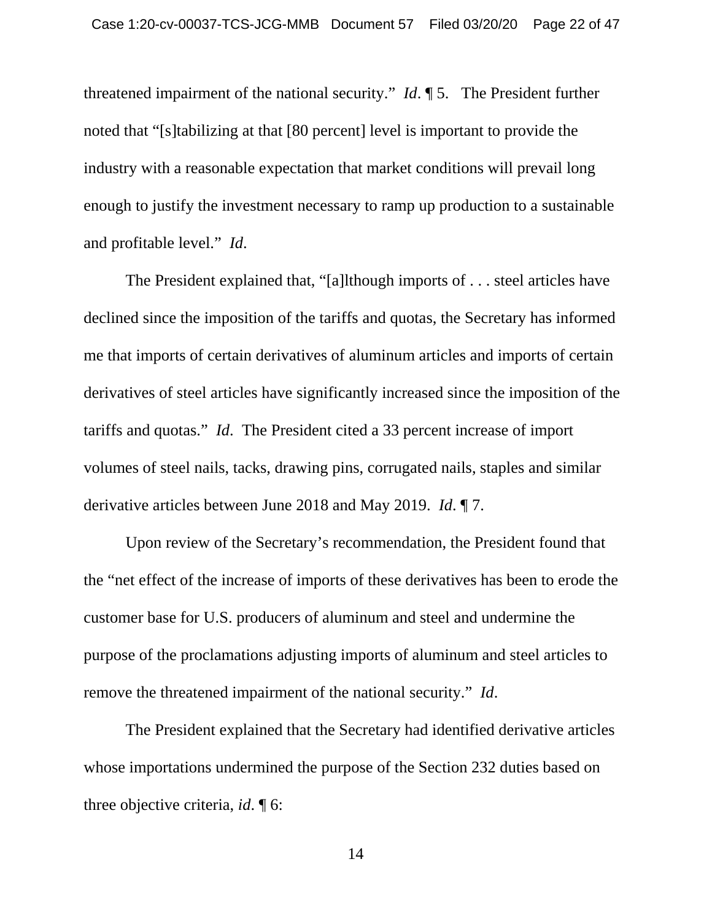threatened impairment of the national security." *Id*. ¶ 5. The President further noted that "[s]tabilizing at that [80 percent] level is important to provide the industry with a reasonable expectation that market conditions will prevail long enough to justify the investment necessary to ramp up production to a sustainable and profitable level." *Id*.

The President explained that, "[a]lthough imports of . . . steel articles have declined since the imposition of the tariffs and quotas, the Secretary has informed me that imports of certain derivatives of aluminum articles and imports of certain derivatives of steel articles have significantly increased since the imposition of the tariffs and quotas." *Id*. The President cited a 33 percent increase of import volumes of steel nails, tacks, drawing pins, corrugated nails, staples and similar derivative articles between June 2018 and May 2019. *Id*. ¶ 7.

Upon review of the Secretary's recommendation, the President found that the "net effect of the increase of imports of these derivatives has been to erode the customer base for U.S. producers of aluminum and steel and undermine the purpose of the proclamations adjusting imports of aluminum and steel articles to remove the threatened impairment of the national security." *Id*.

The President explained that the Secretary had identified derivative articles whose importations undermined the purpose of the Section 232 duties based on three objective criteria, *id*. ¶ 6: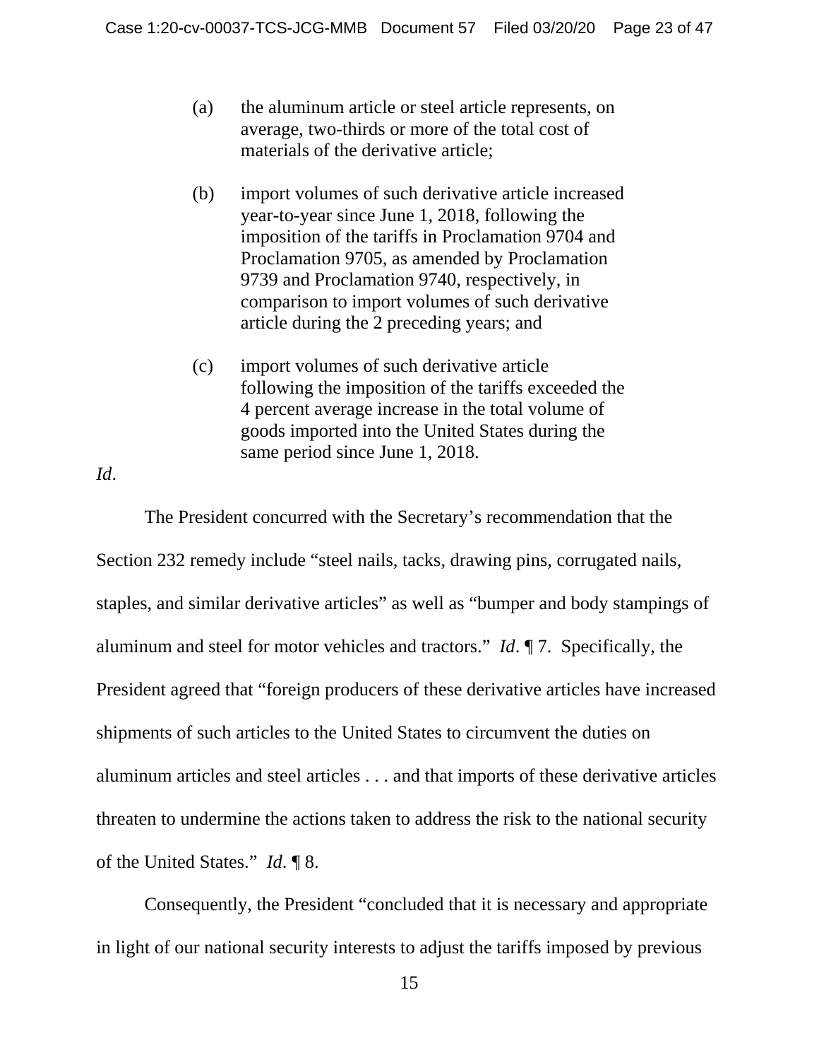> (a) the aluminum article or steel article represents, on average, two-thirds or more of the total cost of materials of the derivative article;
>
> (b) import volumes of such derivative article increased year-to-year since June 1, 2018, following the imposition of the tariffs in Proclamation 9704 and Proclamation 9705, as amended by Proclamation 9739 and Proclamation 9740, respectively, in comparison to import volumes of such derivative article during the 2 preceding years; and
>
> (c) import volumes of such derivative article following the imposition of the tariffs exceeded the 4 percent average increase in the total volume of goods imported into the United States during the same period since June 1, 2018.

*Id*.

The President concurred with the Secretary's recommendation that the Section 232 remedy include "steel nails, tacks, drawing pins, corrugated nails, staples, and similar derivative articles" as well as "bumper and body stampings of aluminum and steel for motor vehicles and tractors." *Id*. ¶ 7. Specifically, the President agreed that "foreign producers of these derivative articles have increased shipments of such articles to the United States to circumvent the duties on aluminum articles and steel articles . . . and that imports of these derivative articles threaten to undermine the actions taken to address the risk to the national security of the United States." *Id*. ¶ 8.

Consequently, the President "concluded that it is necessary and appropriate in light of our national security interests to adjust the tariffs imposed by previous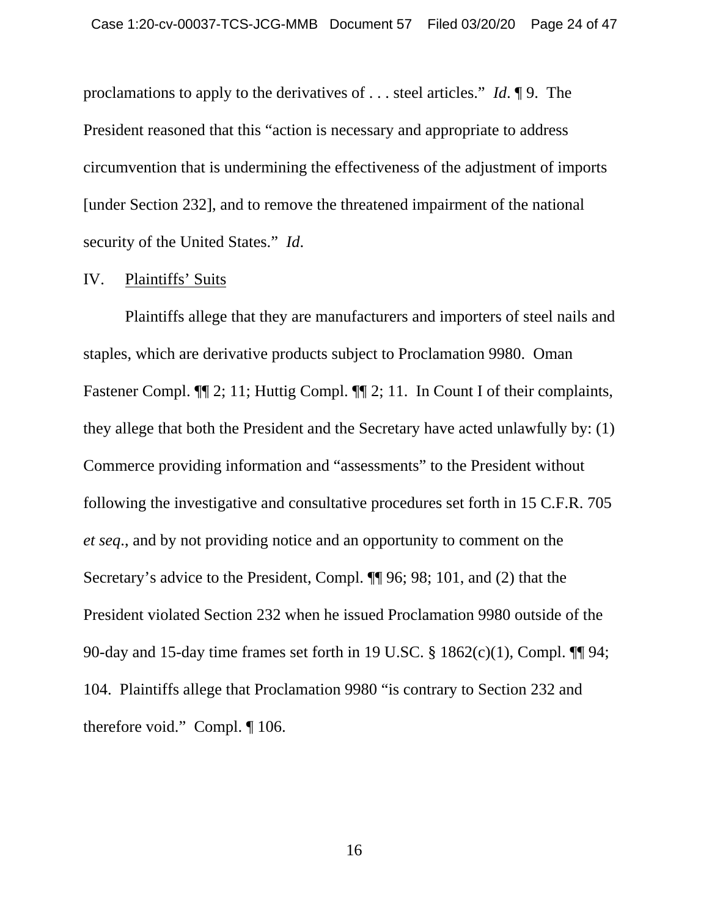proclamations to apply to the derivatives of . . . steel articles." *Id*. ¶ 9. The President reasoned that this "action is necessary and appropriate to address circumvention that is undermining the effectiveness of the adjustment of imports [under Section 232], and to remove the threatened impairment of the national security of the United States." *Id*.

IV. Plaintiffs' Suits

Plaintiffs allege that they are manufacturers and importers of steel nails and staples, which are derivative products subject to Proclamation 9980. Oman Fastener Compl. ¶¶ 2; 11; Huttig Compl. ¶¶ 2; 11. In Count I of their complaints, they allege that both the President and the Secretary have acted unlawfully by: (1) Commerce providing information and "assessments" to the President without following the investigative and consultative procedures set forth in 15 C.F.R. 705 *et seq*., and by not providing notice and an opportunity to comment on the Secretary's advice to the President, Compl. ¶¶ 96; 98; 101, and (2) that the President violated Section 232 when he issued Proclamation 9980 outside of the 90-day and 15-day time frames set forth in 19 U.SC. § 1862(c)(1), Compl. ¶¶ 94; 104. Plaintiffs allege that Proclamation 9980 "is contrary to Section 232 and therefore void." Compl. ¶ 106.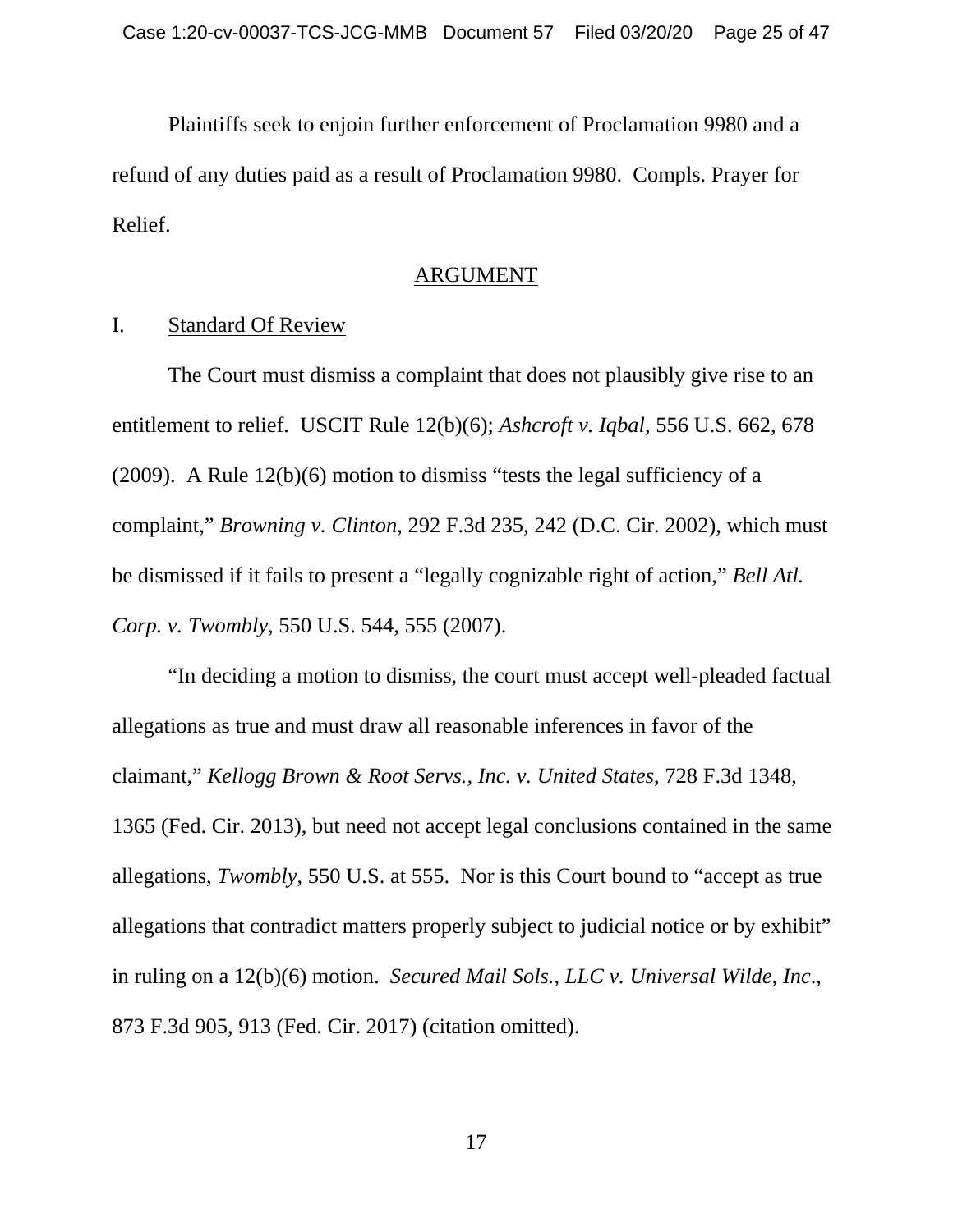Plaintiffs seek to enjoin further enforcement of Proclamation 9980 and a refund of any duties paid as a result of Proclamation 9980. Compls. Prayer for Relief.

## ARGUMENT

### I. Standard Of Review

The Court must dismiss a complaint that does not plausibly give rise to an entitlement to relief. USCIT Rule 12(b)(6); *Ashcroft v. Iqbal*, 556 U.S. 662, 678 (2009). A Rule 12(b)(6) motion to dismiss "tests the legal sufficiency of a complaint," *Browning v. Clinton,* 292 F.3d 235, 242 (D.C. Cir. 2002), which must be dismissed if it fails to present a "legally cognizable right of action," *Bell Atl. Corp. v. Twombly*, 550 U.S. 544, 555 (2007).

"In deciding a motion to dismiss, the court must accept well-pleaded factual allegations as true and must draw all reasonable inferences in favor of the claimant," *Kellogg Brown & Root Servs., Inc. v. United States*, 728 F.3d 1348, 1365 (Fed. Cir. 2013), but need not accept legal conclusions contained in the same allegations, *Twombly*, 550 U.S. at 555. Nor is this Court bound to "accept as true allegations that contradict matters properly subject to judicial notice or by exhibit" in ruling on a 12(b)(6) motion. *Secured Mail Sols., LLC v. Universal Wilde, Inc*., 873 F.3d 905, 913 (Fed. Cir. 2017) (citation omitted).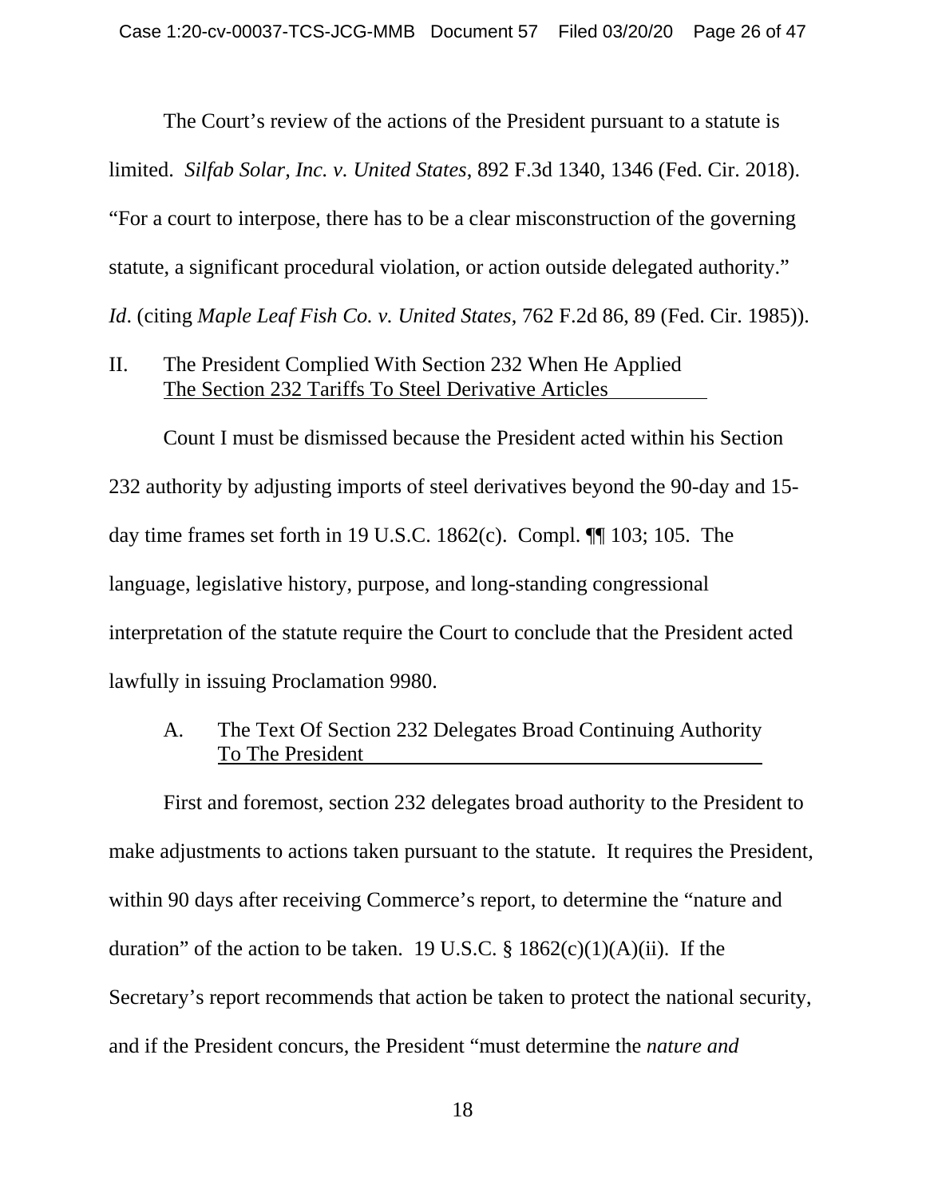The Court's review of the actions of the President pursuant to a statute is limited. *Silfab Solar, Inc. v. United States*, 892 F.3d 1340, 1346 (Fed. Cir. 2018). "For a court to interpose, there has to be a clear misconstruction of the governing statute, a significant procedural violation, or action outside delegated authority." *Id*. (citing *Maple Leaf Fish Co. v. United States*, 762 F.2d 86, 89 (Fed. Cir. 1985)).

## II. The President Complied With Section 232 When He Applied The Section 232 Tariffs To Steel Derivative Articles

Count I must be dismissed because the President acted within his Section 232 authority by adjusting imports of steel derivatives beyond the 90-day and 15-day time frames set forth in 19 U.S.C. 1862(c). Compl. ¶¶ 103; 105. The language, legislative history, purpose, and long-standing congressional interpretation of the statute require the Court to conclude that the President acted lawfully in issuing Proclamation 9980.

### A. The Text Of Section 232 Delegates Broad Continuing Authority To The President

First and foremost, section 232 delegates broad authority to the President to make adjustments to actions taken pursuant to the statute. It requires the President, within 90 days after receiving Commerce's report, to determine the "nature and duration" of the action to be taken. 19 U.S.C. § 1862(c)(1)(A)(ii). If the Secretary's report recommends that action be taken to protect the national security, and if the President concurs, the President "must determine the *nature and*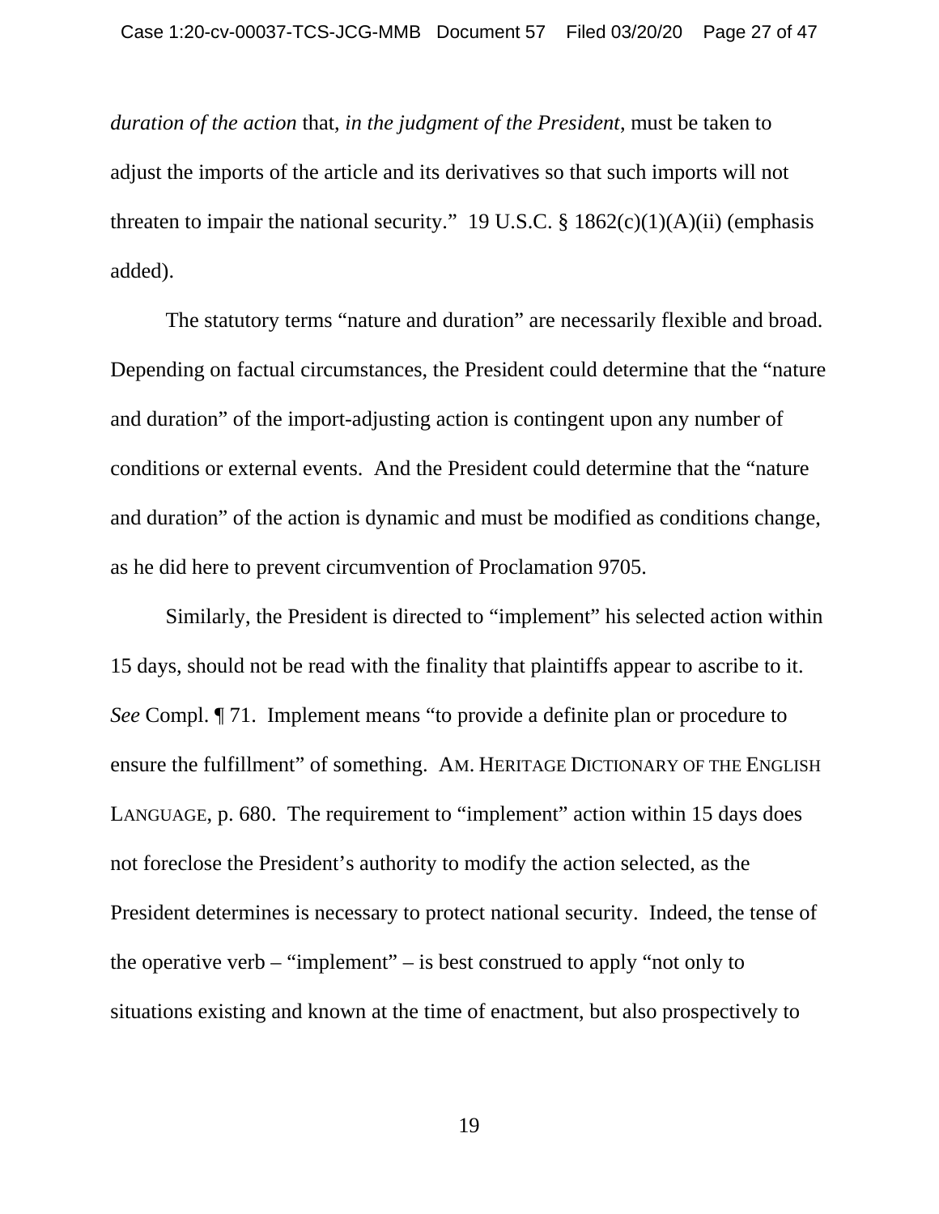*duration of the action* that, *in the judgment of the President*, must be taken to adjust the imports of the article and its derivatives so that such imports will not threaten to impair the national security." 19 U.S.C. § 1862(c)(1)(A)(ii) (emphasis added).

The statutory terms "nature and duration" are necessarily flexible and broad. Depending on factual circumstances, the President could determine that the "nature and duration" of the import-adjusting action is contingent upon any number of conditions or external events. And the President could determine that the "nature and duration" of the action is dynamic and must be modified as conditions change, as he did here to prevent circumvention of Proclamation 9705.

Similarly, the President is directed to "implement" his selected action within 15 days, should not be read with the finality that plaintiffs appear to ascribe to it. *See* Compl. ¶ 71. Implement means "to provide a definite plan or procedure to ensure the fulfillment" of something. AM. HERITAGE DICTIONARY OF THE ENGLISH LANGUAGE, p. 680. The requirement to "implement" action within 15 days does not foreclose the President's authority to modify the action selected, as the President determines is necessary to protect national security. Indeed, the tense of the operative verb – "implement" – is best construed to apply "not only to situations existing and known at the time of enactment, but also prospectively to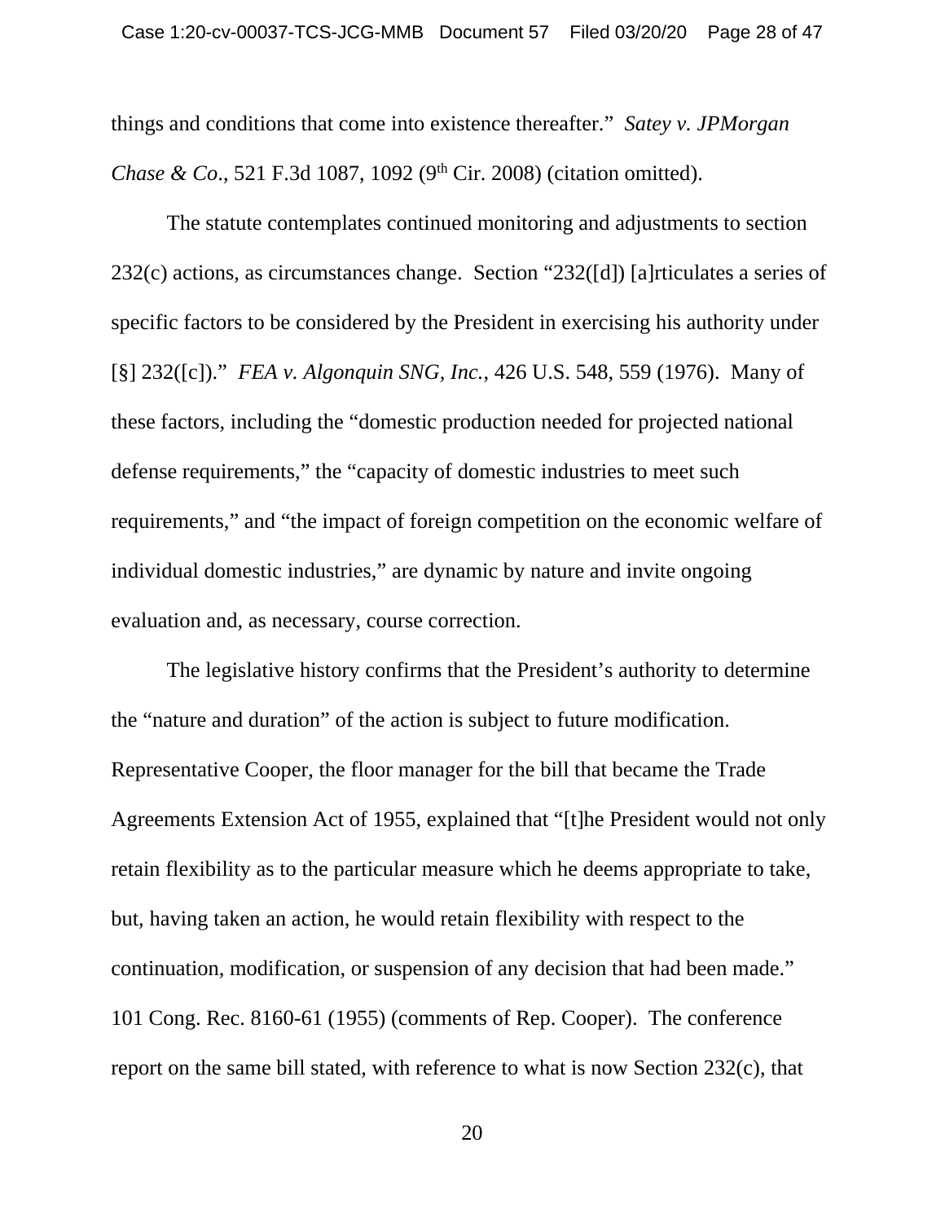things and conditions that come into existence thereafter." *Satey v. JPMorgan Chase & Co.*, 521 F.3d 1087, 1092 (9th Cir. 2008) (citation omitted).

The statute contemplates continued monitoring and adjustments to section 232(c) actions, as circumstances change. Section "232([d]) [a]rticulates a series of specific factors to be considered by the President in exercising his authority under [§] 232([c])." *FEA v. Algonquin SNG, Inc.*, 426 U.S. 548, 559 (1976). Many of these factors, including the "domestic production needed for projected national defense requirements," the "capacity of domestic industries to meet such requirements," and "the impact of foreign competition on the economic welfare of individual domestic industries," are dynamic by nature and invite ongoing evaluation and, as necessary, course correction.

The legislative history confirms that the President's authority to determine the "nature and duration" of the action is subject to future modification. Representative Cooper, the floor manager for the bill that became the Trade Agreements Extension Act of 1955, explained that "[t]he President would not only retain flexibility as to the particular measure which he deems appropriate to take, but, having taken an action, he would retain flexibility with respect to the continuation, modification, or suspension of any decision that had been made." 101 Cong. Rec. 8160-61 (1955) (comments of Rep. Cooper). The conference report on the same bill stated, with reference to what is now Section 232(c), that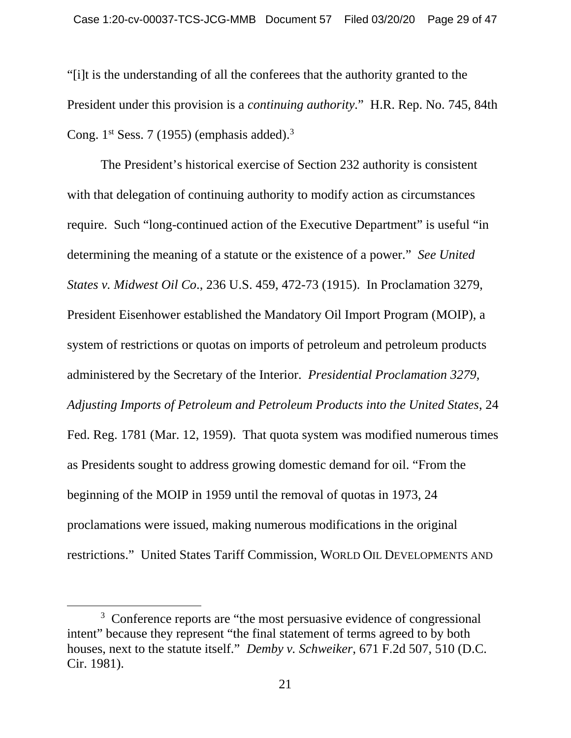"[i]t is the understanding of all the conferees that the authority granted to the President under this provision is a *continuing authority*." H.R. Rep. No. 745, 84th Cong. 1st Sess. 7 (1955) (emphasis added).[3]

The President's historical exercise of Section 232 authority is consistent with that delegation of continuing authority to modify action as circumstances require. Such "long-continued action of the Executive Department" is useful "in determining the meaning of a statute or the existence of a power." *See United States v. Midwest Oil Co*., 236 U.S. 459, 472-73 (1915). In Proclamation 3279, President Eisenhower established the Mandatory Oil Import Program (MOIP), a system of restrictions or quotas on imports of petroleum and petroleum products administered by the Secretary of the Interior. *Presidential Proclamation 3279, Adjusting Imports of Petroleum and Petroleum Products into the United States,* 24 Fed. Reg. 1781 (Mar. 12, 1959). That quota system was modified numerous times as Presidents sought to address growing domestic demand for oil. "From the beginning of the MOIP in 1959 until the removal of quotas in 1973, 24 proclamations were issued, making numerous modifications in the original restrictions." United States Tariff Commission, WORLD OIL DEVELOPMENTS AND

[3] Conference reports are "the most persuasive evidence of congressional intent" because they represent "the final statement of terms agreed to by both houses, next to the statute itself." *Demby v. Schweiker*, 671 F.2d 507, 510 (D.C. Cir. 1981).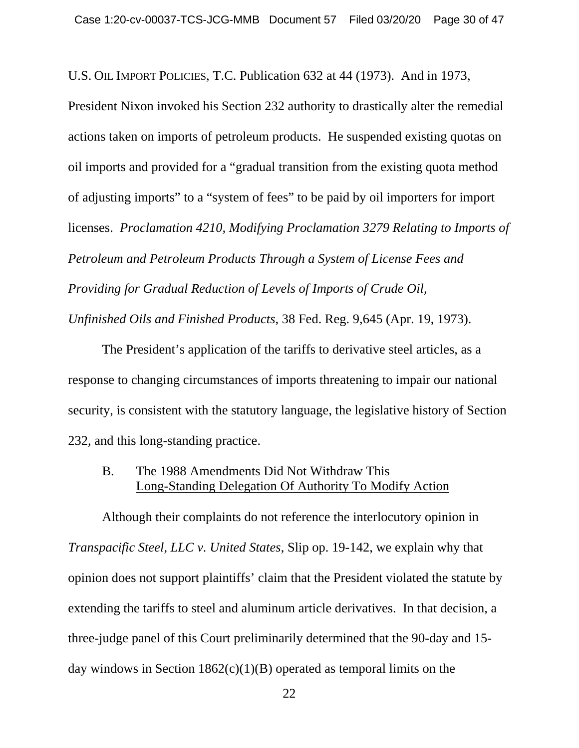U.S. OIL IMPORT POLICIES, T.C. Publication 632 at 44 (1973). And in 1973, President Nixon invoked his Section 232 authority to drastically alter the remedial actions taken on imports of petroleum products. He suspended existing quotas on oil imports and provided for a "gradual transition from the existing quota method of adjusting imports" to a "system of fees" to be paid by oil importers for import licenses. *Proclamation 4210, Modifying Proclamation 3279 Relating to Imports of Petroleum and Petroleum Products Through a System of License Fees and Providing for Gradual Reduction of Levels of Imports of Crude Oil, Unfinished Oils and Finished Products*, 38 Fed. Reg. 9,645 (Apr. 19, 1973).

The President's application of the tariffs to derivative steel articles, as a response to changing circumstances of imports threatening to impair our national security, is consistent with the statutory language, the legislative history of Section 232, and this long-standing practice.

### B. The 1988 Amendments Did Not Withdraw This Long-Standing Delegation Of Authority To Modify Action

Although their complaints do not reference the interlocutory opinion in *Transpacific Steel, LLC v. United States*, Slip op. 19-142, we explain why that opinion does not support plaintiffs' claim that the President violated the statute by extending the tariffs to steel and aluminum article derivatives. In that decision, a three-judge panel of this Court preliminarily determined that the 90-day and 15-day windows in Section 1862(c)(1)(B) operated as temporal limits on the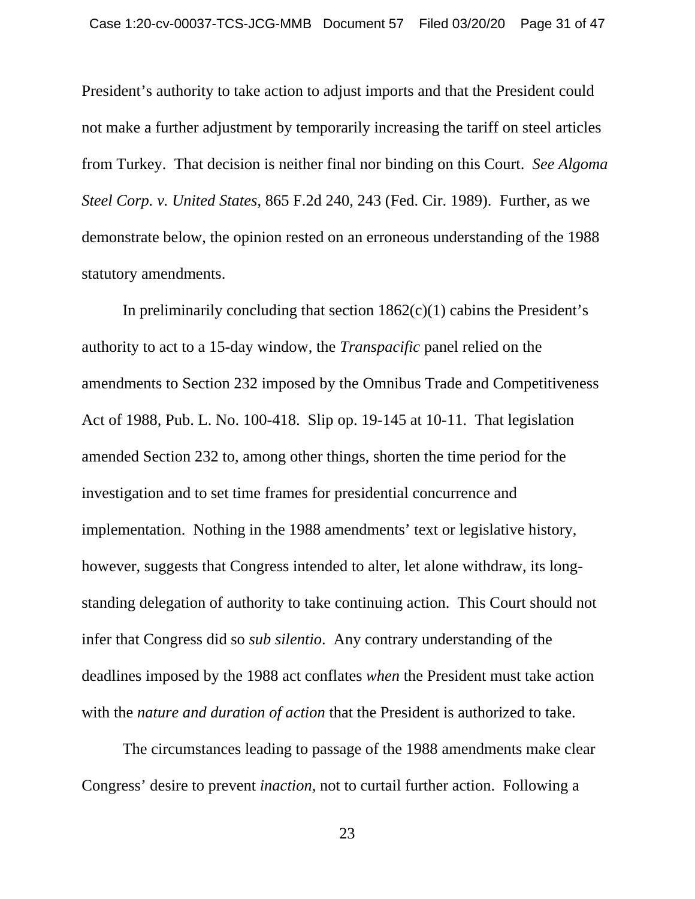President's authority to take action to adjust imports and that the President could not make a further adjustment by temporarily increasing the tariff on steel articles from Turkey. That decision is neither final nor binding on this Court. *See Algoma Steel Corp. v. United States*, 865 F.2d 240, 243 (Fed. Cir. 1989). Further, as we demonstrate below, the opinion rested on an erroneous understanding of the 1988 statutory amendments.

In preliminarily concluding that section 1862(c)(1) cabins the President's authority to act to a 15-day window, the *Transpacific* panel relied on the amendments to Section 232 imposed by the Omnibus Trade and Competitiveness Act of 1988, Pub. L. No. 100-418. Slip op. 19-145 at 10-11. That legislation amended Section 232 to, among other things, shorten the time period for the investigation and to set time frames for presidential concurrence and implementation. Nothing in the 1988 amendments' text or legislative history, however, suggests that Congress intended to alter, let alone withdraw, its long-standing delegation of authority to take continuing action. This Court should not infer that Congress did so *sub silentio*. Any contrary understanding of the deadlines imposed by the 1988 act conflates *when* the President must take action with the *nature and duration of action* that the President is authorized to take.

The circumstances leading to passage of the 1988 amendments make clear Congress' desire to prevent *inaction*, not to curtail further action. Following a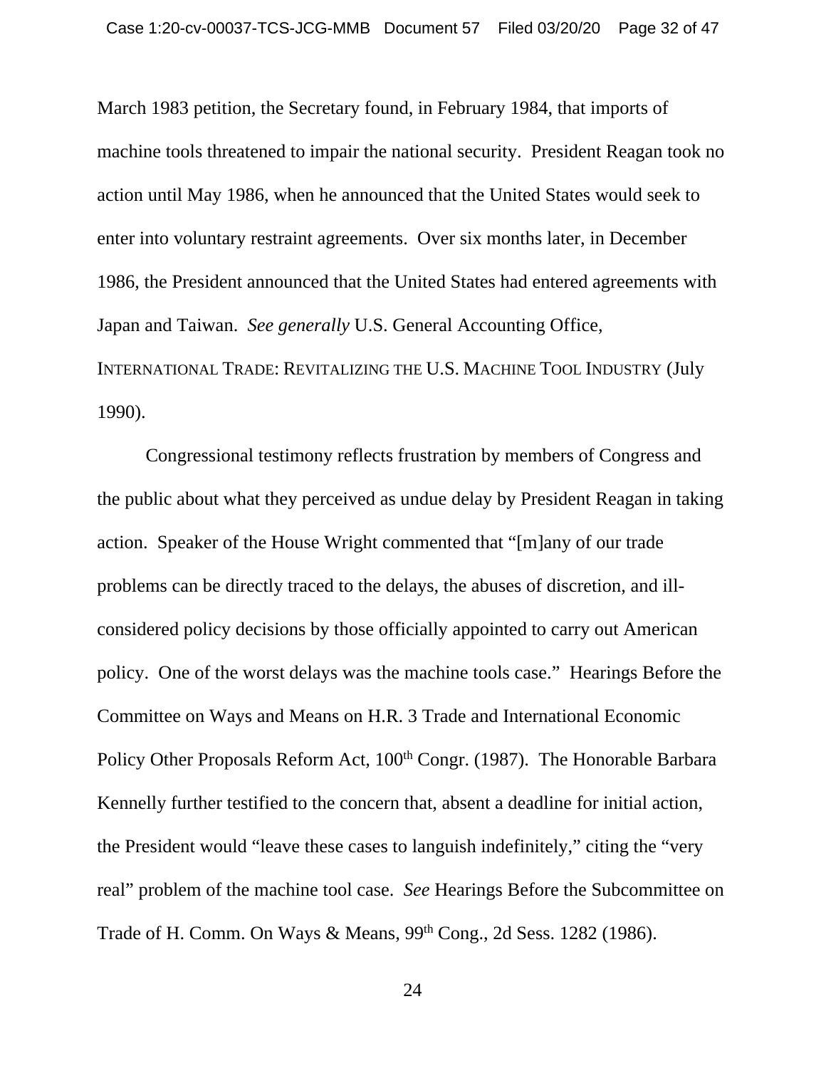March 1983 petition, the Secretary found, in February 1984, that imports of machine tools threatened to impair the national security. President Reagan took no action until May 1986, when he announced that the United States would seek to enter into voluntary restraint agreements. Over six months later, in December 1986, the President announced that the United States had entered agreements with Japan and Taiwan. *See generally* U.S. General Accounting Office, INTERNATIONAL TRADE: REVITALIZING THE U.S. MACHINE TOOL INDUSTRY (July 1990).

Congressional testimony reflects frustration by members of Congress and the public about what they perceived as undue delay by President Reagan in taking action. Speaker of the House Wright commented that "[m]any of our trade problems can be directly traced to the delays, the abuses of discretion, and ill-considered policy decisions by those officially appointed to carry out American policy. One of the worst delays was the machine tools case." Hearings Before the Committee on Ways and Means on H.R. 3 Trade and International Economic Policy Other Proposals Reform Act, 100th Congr. (1987). The Honorable Barbara Kennelly further testified to the concern that, absent a deadline for initial action, the President would "leave these cases to languish indefinitely," citing the "very real" problem of the machine tool case. *See* Hearings Before the Subcommittee on Trade of H. Comm. On Ways & Means, 99th Cong., 2d Sess. 1282 (1986).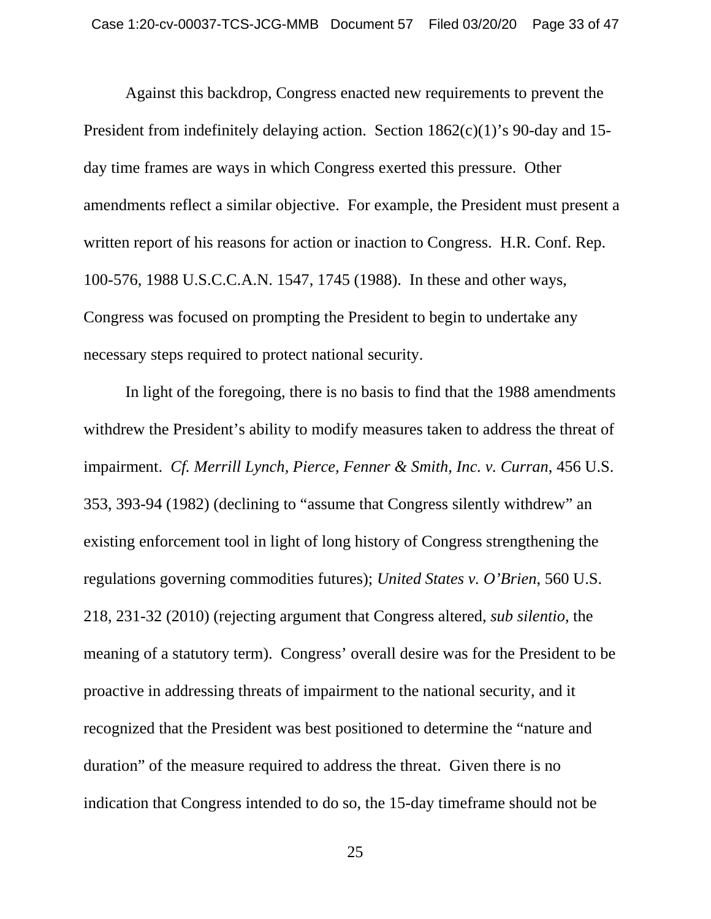Against this backdrop, Congress enacted new requirements to prevent the President from indefinitely delaying action. Section 1862(c)(1)'s 90-day and 15-day time frames are ways in which Congress exerted this pressure. Other amendments reflect a similar objective. For example, the President must present a written report of his reasons for action or inaction to Congress. H.R. Conf. Rep. 100-576, 1988 U.S.C.C.A.N. 1547, 1745 (1988). In these and other ways, Congress was focused on prompting the President to begin to undertake any necessary steps required to protect national security.

In light of the foregoing, there is no basis to find that the 1988 amendments withdrew the President's ability to modify measures taken to address the threat of impairment. *Cf. Merrill Lynch, Pierce, Fenner & Smith, Inc. v. Curran*, 456 U.S. 353, 393-94 (1982) (declining to "assume that Congress silently withdrew" an existing enforcement tool in light of long history of Congress strengthening the regulations governing commodities futures); *United States v. O'Brien*, 560 U.S. 218, 231-32 (2010) (rejecting argument that Congress altered, *sub silentio*, the meaning of a statutory term). Congress' overall desire was for the President to be proactive in addressing threats of impairment to the national security, and it recognized that the President was best positioned to determine the "nature and duration" of the measure required to address the threat. Given there is no indication that Congress intended to do so, the 15-day timeframe should not be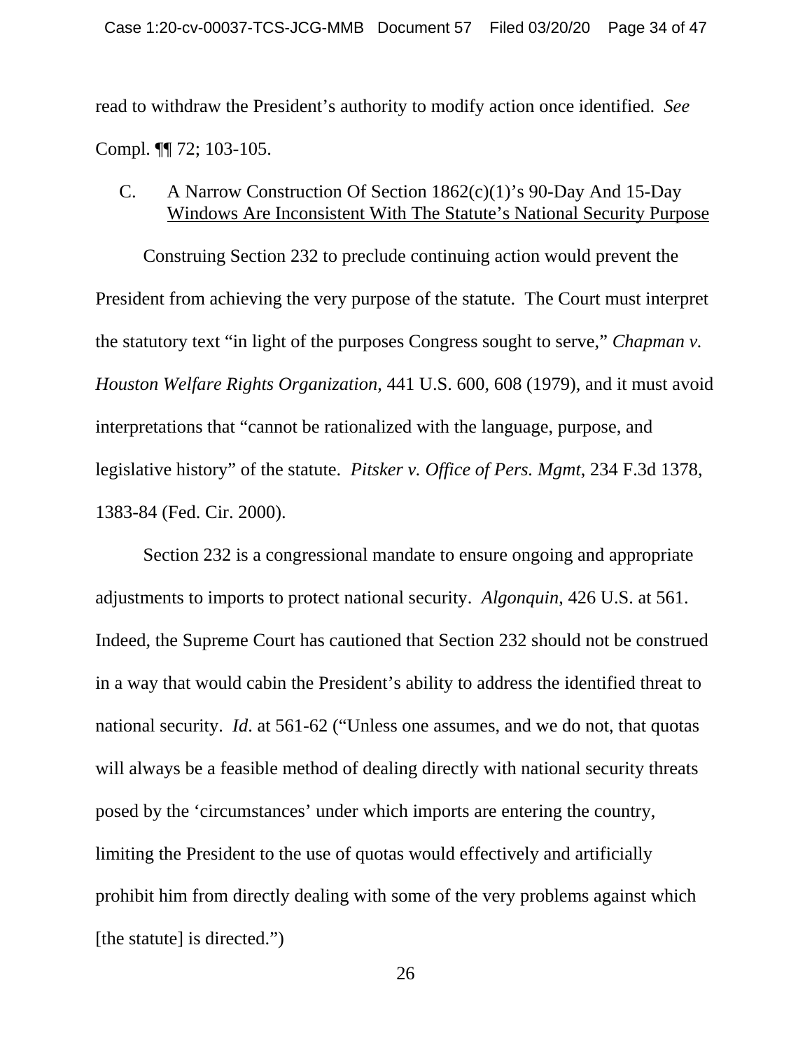read to withdraw the President's authority to modify action once identified. *See* Compl. ¶¶ 72; 103-105.

### C. A Narrow Construction Of Section 1862(c)(1)'s 90-Day And 15-Day Windows Are Inconsistent With The Statute's National Security Purpose

Construing Section 232 to preclude continuing action would prevent the President from achieving the very purpose of the statute. The Court must interpret the statutory text "in light of the purposes Congress sought to serve," *Chapman v. Houston Welfare Rights Organization*, 441 U.S. 600, 608 (1979), and it must avoid interpretations that "cannot be rationalized with the language, purpose, and legislative history" of the statute. *Pitsker v. Office of Pers. Mgmt*, 234 F.3d 1378, 1383-84 (Fed. Cir. 2000).

Section 232 is a congressional mandate to ensure ongoing and appropriate adjustments to imports to protect national security. *Algonquin*, 426 U.S. at 561. Indeed, the Supreme Court has cautioned that Section 232 should not be construed in a way that would cabin the President's ability to address the identified threat to national security. *Id*. at 561-62 ("Unless one assumes, and we do not, that quotas will always be a feasible method of dealing directly with national security threats posed by the 'circumstances' under which imports are entering the country, limiting the President to the use of quotas would effectively and artificially prohibit him from directly dealing with some of the very problems against which [the statute] is directed.")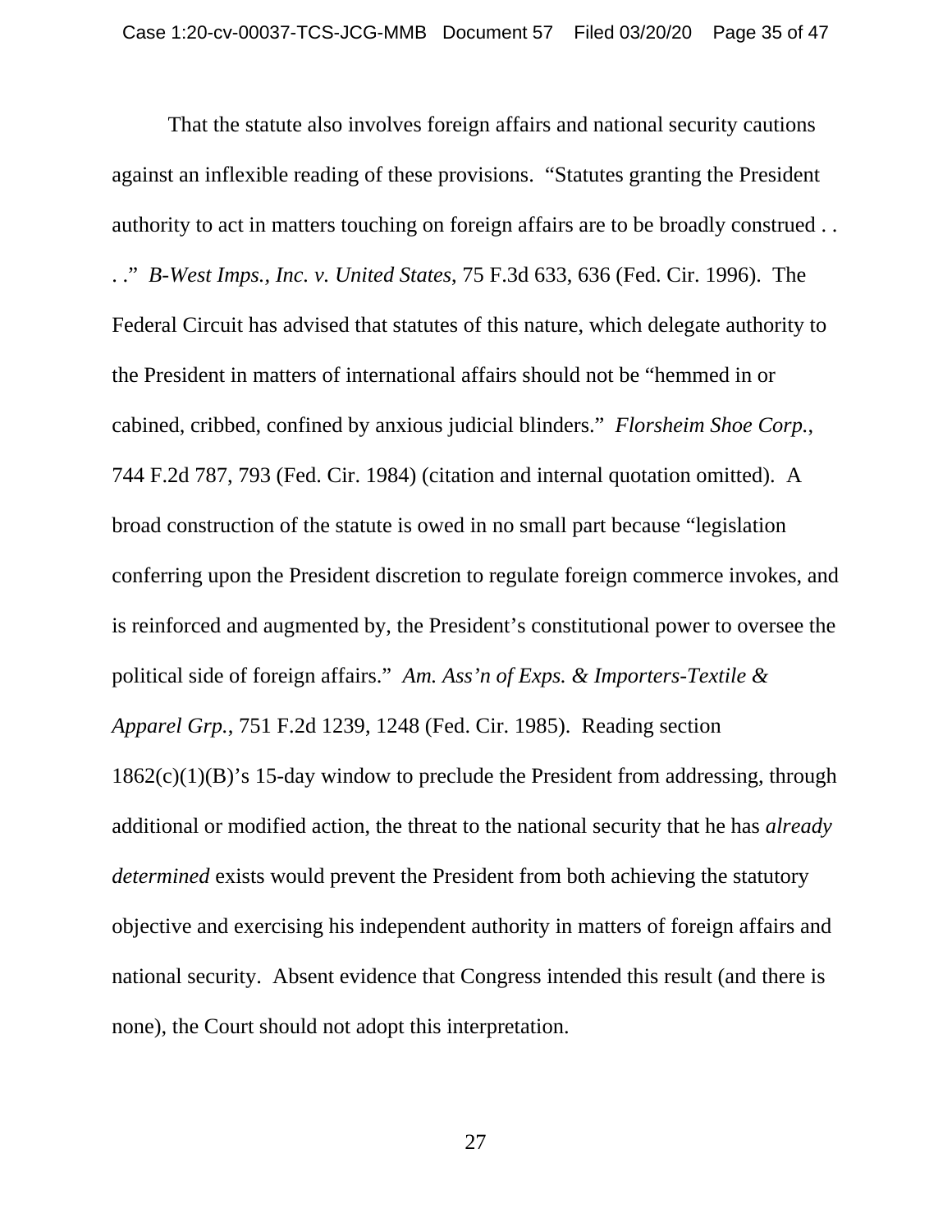That the statute also involves foreign affairs and national security cautions against an inflexible reading of these provisions. "Statutes granting the President authority to act in matters touching on foreign affairs are to be broadly construed . . . ." *B-West Imps., Inc. v. United States*, 75 F.3d 633, 636 (Fed. Cir. 1996). The Federal Circuit has advised that statutes of this nature, which delegate authority to the President in matters of international affairs should not be "hemmed in or cabined, cribbed, confined by anxious judicial blinders." *Florsheim Shoe Corp.*, 744 F.2d 787, 793 (Fed. Cir. 1984) (citation and internal quotation omitted). A broad construction of the statute is owed in no small part because "legislation conferring upon the President discretion to regulate foreign commerce invokes, and is reinforced and augmented by, the President's constitutional power to oversee the political side of foreign affairs." *Am. Ass'n of Exps. & Importers-Textile & Apparel Grp.*, 751 F.2d 1239, 1248 (Fed. Cir. 1985). Reading section 1862(c)(1)(B)'s 15-day window to preclude the President from addressing, through additional or modified action, the threat to the national security that he has *already determined* exists would prevent the President from both achieving the statutory objective and exercising his independent authority in matters of foreign affairs and national security. Absent evidence that Congress intended this result (and there is none), the Court should not adopt this interpretation.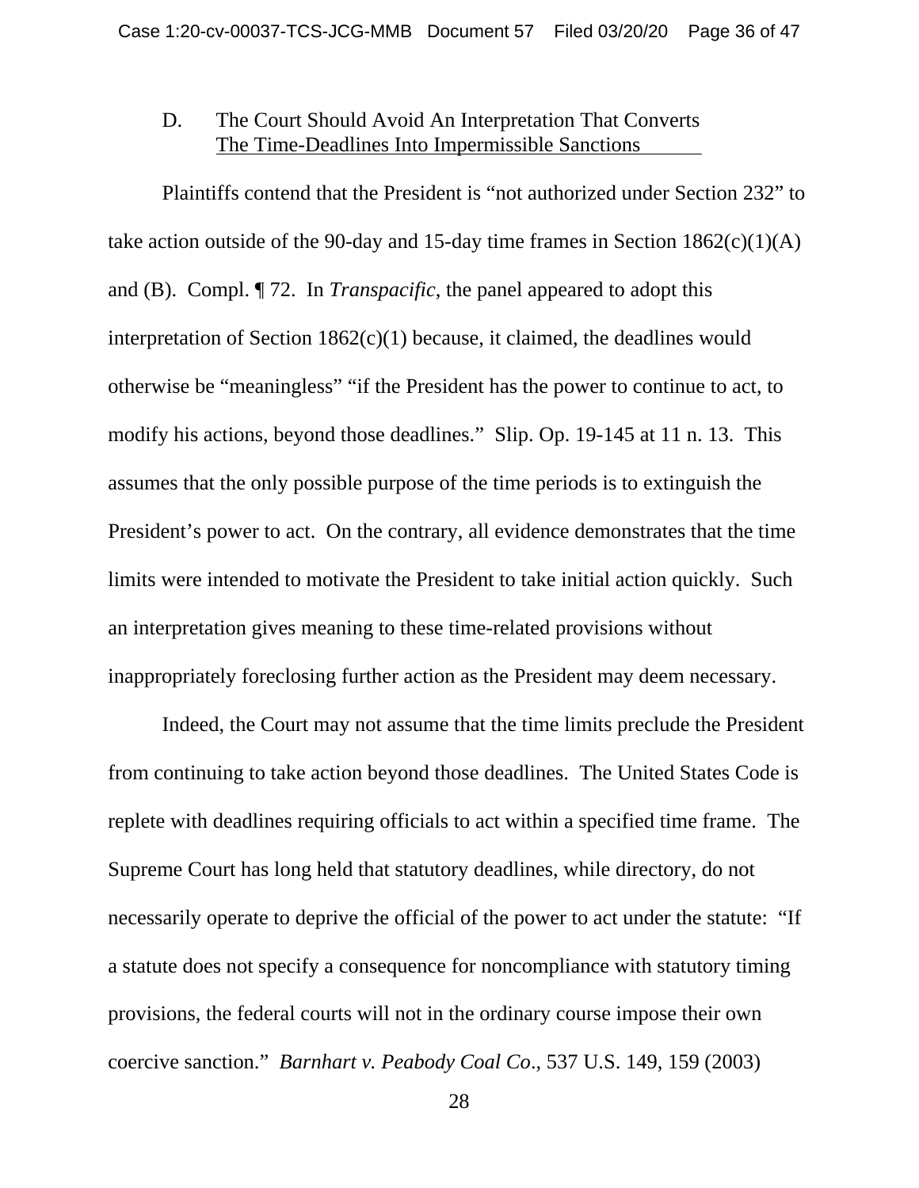D. The Court Should Avoid An Interpretation That Converts The Time-Deadlines Into Impermissible Sanctions

Plaintiffs contend that the President is "not authorized under Section 232" to take action outside of the 90-day and 15-day time frames in Section 1862(c)(1)(A) and (B). Compl. ¶ 72. In *Transpacific*, the panel appeared to adopt this interpretation of Section 1862(c)(1) because, it claimed, the deadlines would otherwise be "meaningless" "if the President has the power to continue to act, to modify his actions, beyond those deadlines." Slip. Op. 19-145 at 11 n. 13. This assumes that the only possible purpose of the time periods is to extinguish the President's power to act. On the contrary, all evidence demonstrates that the time limits were intended to motivate the President to take initial action quickly. Such an interpretation gives meaning to these time-related provisions without inappropriately foreclosing further action as the President may deem necessary.

Indeed, the Court may not assume that the time limits preclude the President from continuing to take action beyond those deadlines. The United States Code is replete with deadlines requiring officials to act within a specified time frame. The Supreme Court has long held that statutory deadlines, while directory, do not necessarily operate to deprive the official of the power to act under the statute: "If a statute does not specify a consequence for noncompliance with statutory timing provisions, the federal courts will not in the ordinary course impose their own coercive sanction." *Barnhart v. Peabody Coal Co*., 537 U.S. 149, 159 (2003)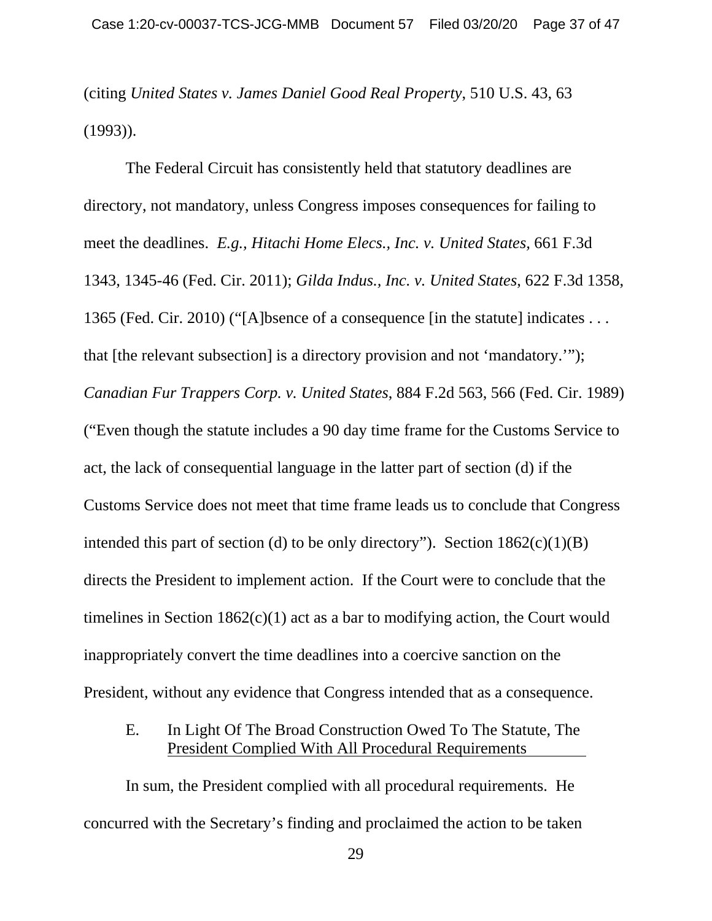(citing *United States v. James Daniel Good Real Property*, 510 U.S. 43, 63 (1993)).

The Federal Circuit has consistently held that statutory deadlines are directory, not mandatory, unless Congress imposes consequences for failing to meet the deadlines. *E.g., Hitachi Home Elecs., Inc. v. United States*, 661 F.3d 1343, 1345-46 (Fed. Cir. 2011); *Gilda Indus., Inc. v. United States*, 622 F.3d 1358, 1365 (Fed. Cir. 2010) ("[A]bsence of a consequence [in the statute] indicates . . . that [the relevant subsection] is a directory provision and not 'mandatory.'"); *Canadian Fur Trappers Corp. v. United States*, 884 F.2d 563, 566 (Fed. Cir. 1989) ("Even though the statute includes a 90 day time frame for the Customs Service to act, the lack of consequential language in the latter part of section (d) if the Customs Service does not meet that time frame leads us to conclude that Congress intended this part of section (d) to be only directory"). Section 1862(c)(1)(B) directs the President to implement action. If the Court were to conclude that the timelines in Section 1862(c)(1) act as a bar to modifying action, the Court would inappropriately convert the time deadlines into a coercive sanction on the President, without any evidence that Congress intended that as a consequence.

### E. In Light Of The Broad Construction Owed To The Statute, The President Complied With All Procedural Requirements

In sum, the President complied with all procedural requirements. He concurred with the Secretary's finding and proclaimed the action to be taken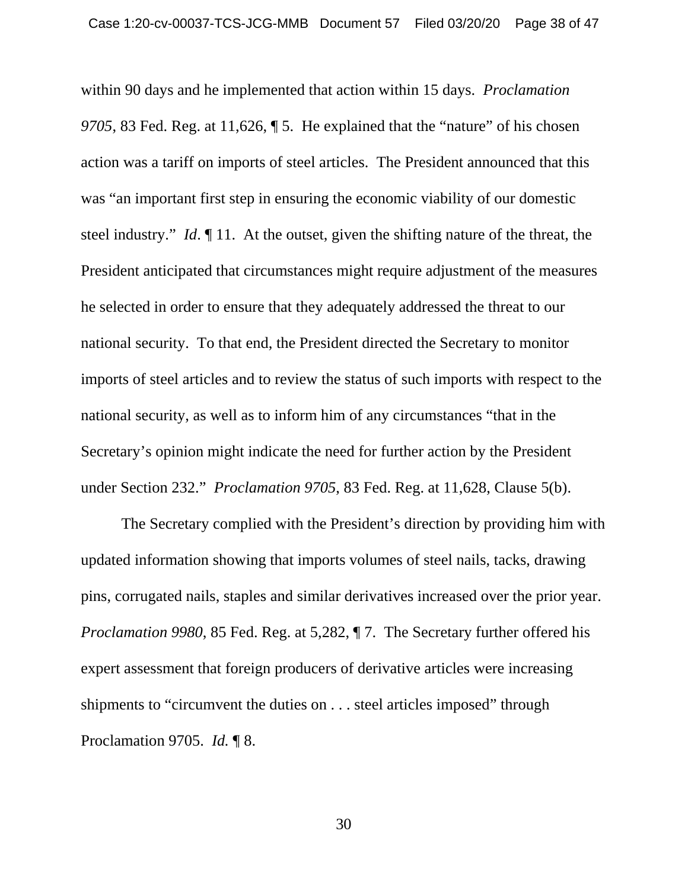within 90 days and he implemented that action within 15 days. *Proclamation 9705*, 83 Fed. Reg. at 11,626, ¶ 5. He explained that the "nature" of his chosen action was a tariff on imports of steel articles. The President announced that this was "an important first step in ensuring the economic viability of our domestic steel industry." *Id*. ¶ 11. At the outset, given the shifting nature of the threat, the President anticipated that circumstances might require adjustment of the measures he selected in order to ensure that they adequately addressed the threat to our national security. To that end, the President directed the Secretary to monitor imports of steel articles and to review the status of such imports with respect to the national security, as well as to inform him of any circumstances "that in the Secretary's opinion might indicate the need for further action by the President under Section 232." *Proclamation 9705*, 83 Fed. Reg. at 11,628, Clause 5(b).

The Secretary complied with the President's direction by providing him with updated information showing that imports volumes of steel nails, tacks, drawing pins, corrugated nails, staples and similar derivatives increased over the prior year. *Proclamation 9980*, 85 Fed. Reg. at 5,282, ¶ 7. The Secretary further offered his expert assessment that foreign producers of derivative articles were increasing shipments to "circumvent the duties on . . . steel articles imposed" through Proclamation 9705. *Id.* ¶ 8.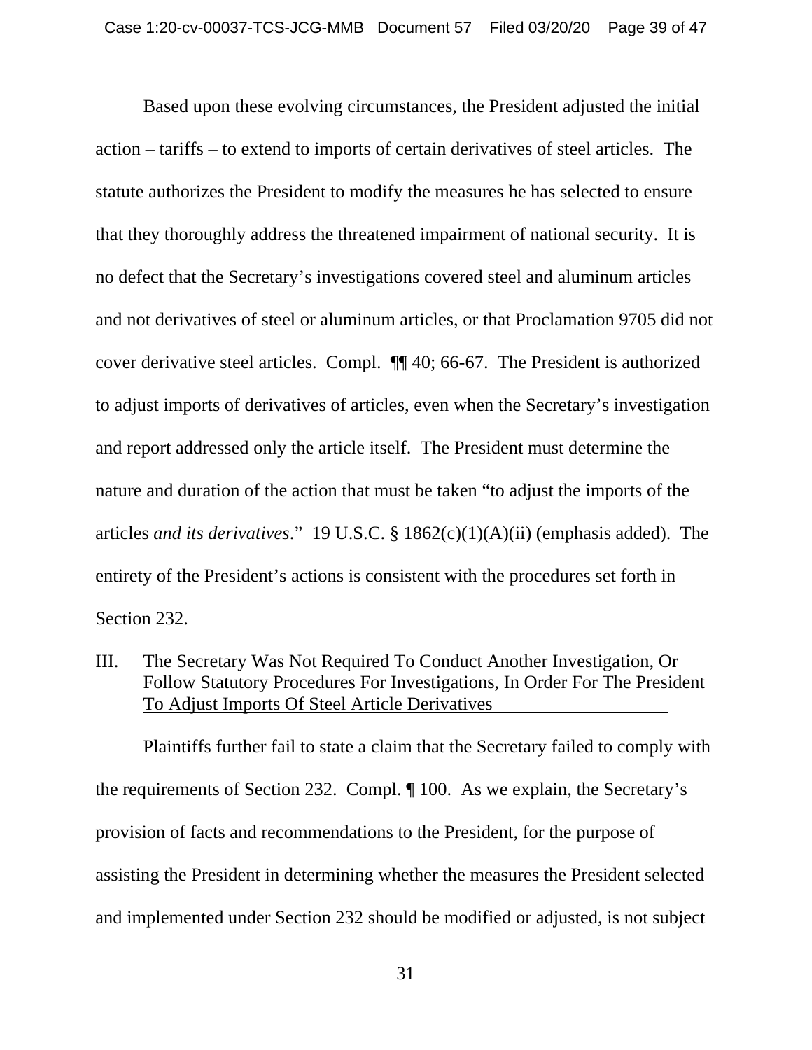Based upon these evolving circumstances, the President adjusted the initial action – tariffs – to extend to imports of certain derivatives of steel articles. The statute authorizes the President to modify the measures he has selected to ensure that they thoroughly address the threatened impairment of national security. It is no defect that the Secretary's investigations covered steel and aluminum articles and not derivatives of steel or aluminum articles, or that Proclamation 9705 did not cover derivative steel articles. Compl. ¶¶ 40; 66-67. The President is authorized to adjust imports of derivatives of articles, even when the Secretary's investigation and report addressed only the article itself. The President must determine the nature and duration of the action that must be taken "to adjust the imports of the articles *and its derivatives*." 19 U.S.C. § 1862(c)(1)(A)(ii) (emphasis added). The entirety of the President's actions is consistent with the procedures set forth in Section 232.

## III. The Secretary Was Not Required To Conduct Another Investigation, Or Follow Statutory Procedures For Investigations, In Order For The President To Adjust Imports Of Steel Article Derivatives

Plaintiffs further fail to state a claim that the Secretary failed to comply with the requirements of Section 232. Compl. ¶ 100. As we explain, the Secretary's provision of facts and recommendations to the President, for the purpose of assisting the President in determining whether the measures the President selected and implemented under Section 232 should be modified or adjusted, is not subject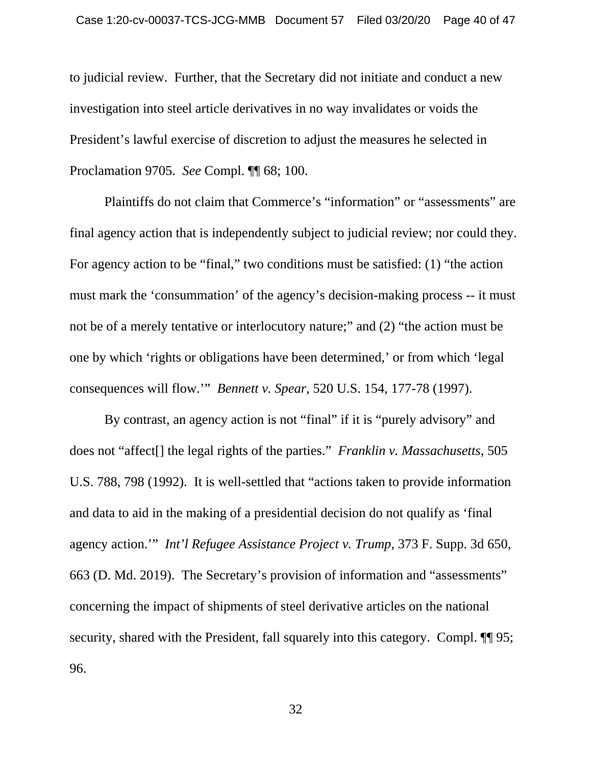to judicial review. Further, that the Secretary did not initiate and conduct a new investigation into steel article derivatives in no way invalidates or voids the President's lawful exercise of discretion to adjust the measures he selected in Proclamation 9705. *See* Compl. ¶¶ 68; 100.

Plaintiffs do not claim that Commerce's "information" or "assessments" are final agency action that is independently subject to judicial review; nor could they. For agency action to be "final," two conditions must be satisfied: (1) "the action must mark the 'consummation' of the agency's decision-making process -- it must not be of a merely tentative or interlocutory nature;" and (2) "the action must be one by which 'rights or obligations have been determined,' or from which 'legal consequences will flow.'" *Bennett v. Spear*, 520 U.S. 154, 177-78 (1997).

By contrast, an agency action is not "final" if it is "purely advisory" and does not "affect[] the legal rights of the parties." *Franklin v. Massachusetts*, 505 U.S. 788, 798 (1992). It is well-settled that "actions taken to provide information and data to aid in the making of a presidential decision do not qualify as 'final agency action.'" *Int'l Refugee Assistance Project v. Trump*, 373 F. Supp. 3d 650, 663 (D. Md. 2019). The Secretary's provision of information and "assessments" concerning the impact of shipments of steel derivative articles on the national security, shared with the President, fall squarely into this category. Compl. ¶¶ 95; 96.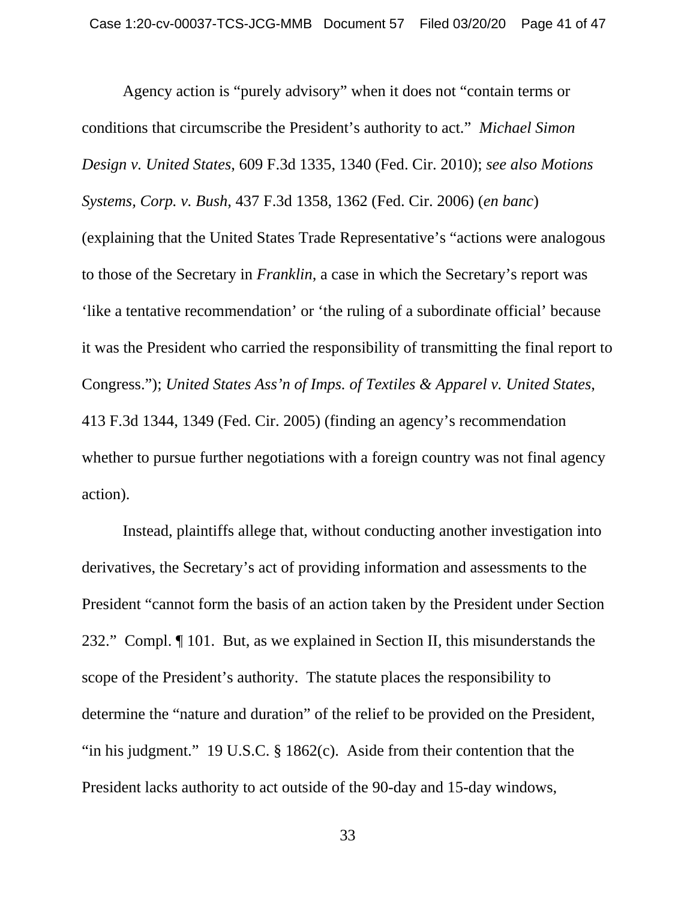Agency action is "purely advisory" when it does not "contain terms or conditions that circumscribe the President's authority to act." *Michael Simon Design v. United States*, 609 F.3d 1335, 1340 (Fed. Cir. 2010); *see also Motions Systems, Corp. v. Bush*, 437 F.3d 1358, 1362 (Fed. Cir. 2006) (*en banc*) (explaining that the United States Trade Representative's "actions were analogous to those of the Secretary in *Franklin*, a case in which the Secretary's report was 'like a tentative recommendation' or 'the ruling of a subordinate official' because it was the President who carried the responsibility of transmitting the final report to Congress."); *United States Ass'n of Imps. of Textiles & Apparel v. United States*, 413 F.3d 1344, 1349 (Fed. Cir. 2005) (finding an agency's recommendation whether to pursue further negotiations with a foreign country was not final agency action).

Instead, plaintiffs allege that, without conducting another investigation into derivatives, the Secretary's act of providing information and assessments to the President "cannot form the basis of an action taken by the President under Section 232." Compl. ¶ 101. But, as we explained in Section II, this misunderstands the scope of the President's authority. The statute places the responsibility to determine the "nature and duration" of the relief to be provided on the President, "in his judgment." 19 U.S.C. § 1862(c). Aside from their contention that the President lacks authority to act outside of the 90-day and 15-day windows,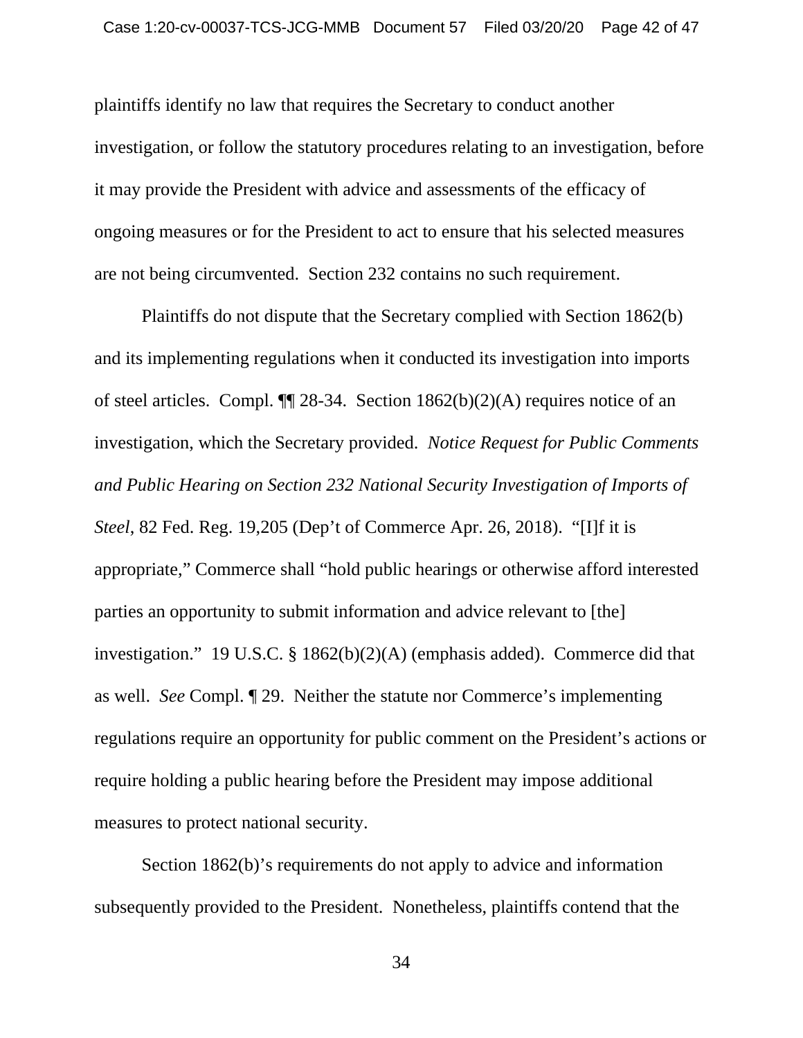plaintiffs identify no law that requires the Secretary to conduct another investigation, or follow the statutory procedures relating to an investigation, before it may provide the President with advice and assessments of the efficacy of ongoing measures or for the President to act to ensure that his selected measures are not being circumvented. Section 232 contains no such requirement.

Plaintiffs do not dispute that the Secretary complied with Section 1862(b) and its implementing regulations when it conducted its investigation into imports of steel articles. Compl. ¶¶ 28-34. Section 1862(b)(2)(A) requires notice of an investigation, which the Secretary provided. *Notice Request for Public Comments and Public Hearing on Section 232 National Security Investigation of Imports of Steel*, 82 Fed. Reg. 19,205 (Dep't of Commerce Apr. 26, 2018). "[I]f it is appropriate," Commerce shall "hold public hearings or otherwise afford interested parties an opportunity to submit information and advice relevant to [the] investigation." 19 U.S.C. § 1862(b)(2)(A) (emphasis added). Commerce did that as well. *See* Compl. ¶ 29. Neither the statute nor Commerce's implementing regulations require an opportunity for public comment on the President's actions or require holding a public hearing before the President may impose additional measures to protect national security.

Section 1862(b)'s requirements do not apply to advice and information subsequently provided to the President. Nonetheless, plaintiffs contend that the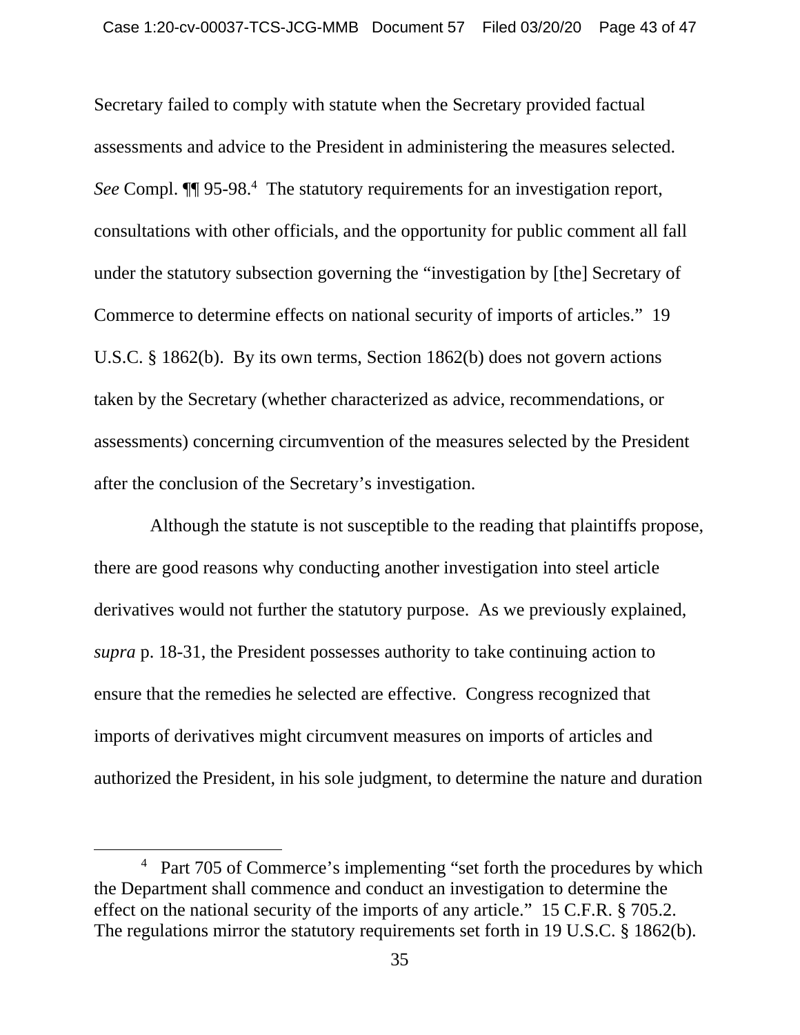Secretary failed to comply with statute when the Secretary provided factual assessments and advice to the President in administering the measures selected. *See* Compl. ¶¶ 95-98.[4] The statutory requirements for an investigation report, consultations with other officials, and the opportunity for public comment all fall under the statutory subsection governing the "investigation by [the] Secretary of Commerce to determine effects on national security of imports of articles." 19 U.S.C. § 1862(b). By its own terms, Section 1862(b) does not govern actions taken by the Secretary (whether characterized as advice, recommendations, or assessments) concerning circumvention of the measures selected by the President after the conclusion of the Secretary's investigation.

Although the statute is not susceptible to the reading that plaintiffs propose, there are good reasons why conducting another investigation into steel article derivatives would not further the statutory purpose. As we previously explained, *supra* p. 18-31, the President possesses authority to take continuing action to ensure that the remedies he selected are effective. Congress recognized that imports of derivatives might circumvent measures on imports of articles and authorized the President, in his sole judgment, to determine the nature and duration

---

[4] Part 705 of Commerce's implementing "set forth the procedures by which the Department shall commence and conduct an investigation to determine the effect on the national security of the imports of any article." 15 C.F.R. § 705.2. The regulations mirror the statutory requirements set forth in 19 U.S.C. § 1862(b).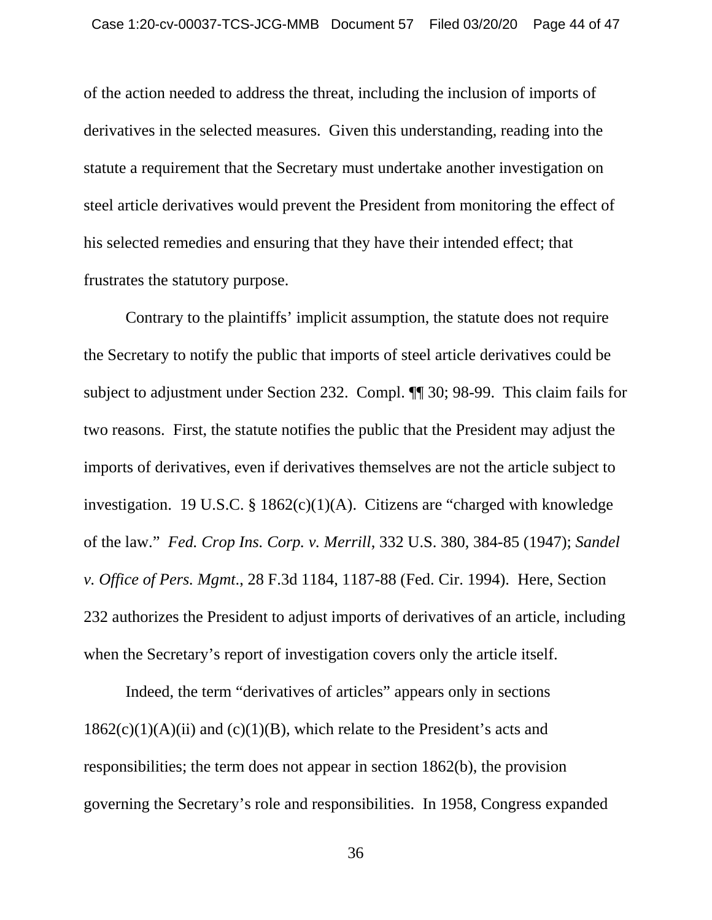of the action needed to address the threat, including the inclusion of imports of derivatives in the selected measures. Given this understanding, reading into the statute a requirement that the Secretary must undertake another investigation on steel article derivatives would prevent the President from monitoring the effect of his selected remedies and ensuring that they have their intended effect; that frustrates the statutory purpose.

Contrary to the plaintiffs' implicit assumption, the statute does not require the Secretary to notify the public that imports of steel article derivatives could be subject to adjustment under Section 232. Compl. ¶¶ 30; 98-99. This claim fails for two reasons. First, the statute notifies the public that the President may adjust the imports of derivatives, even if derivatives themselves are not the article subject to investigation. 19 U.S.C. § 1862(c)(1)(A). Citizens are "charged with knowledge of the law." *Fed. Crop Ins. Corp. v. Merrill*, 332 U.S. 380, 384-85 (1947); *Sandel v. Office of Pers. Mgmt*., 28 F.3d 1184, 1187-88 (Fed. Cir. 1994). Here, Section 232 authorizes the President to adjust imports of derivatives of an article, including when the Secretary's report of investigation covers only the article itself.

Indeed, the term "derivatives of articles" appears only in sections 1862(c)(1)(A)(ii) and (c)(1)(B), which relate to the President's acts and responsibilities; the term does not appear in section 1862(b), the provision governing the Secretary's role and responsibilities. In 1958, Congress expanded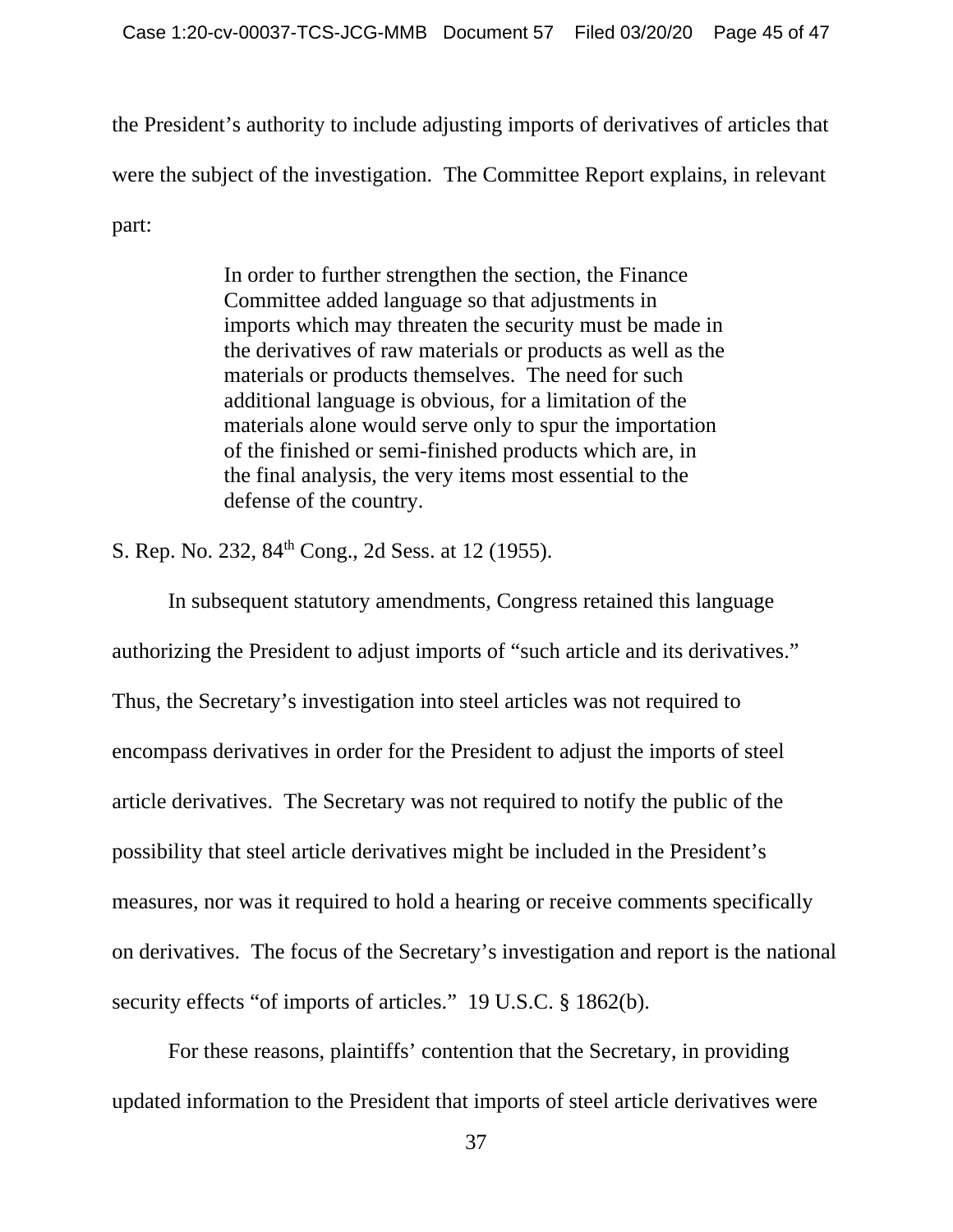the President's authority to include adjusting imports of derivatives of articles that were the subject of the investigation. The Committee Report explains, in relevant part:

> In order to further strengthen the section, the Finance Committee added language so that adjustments in imports which may threaten the security must be made in the derivatives of raw materials or products as well as the materials or products themselves. The need for such additional language is obvious, for a limitation of the materials alone would serve only to spur the importation of the finished or semi-finished products which are, in the final analysis, the very items most essential to the defense of the country.

S. Rep. No. 232, 84th Cong., 2d Sess. at 12 (1955).

In subsequent statutory amendments, Congress retained this language authorizing the President to adjust imports of "such article and its derivatives." Thus, the Secretary's investigation into steel articles was not required to encompass derivatives in order for the President to adjust the imports of steel article derivatives. The Secretary was not required to notify the public of the possibility that steel article derivatives might be included in the President's measures, nor was it required to hold a hearing or receive comments specifically on derivatives. The focus of the Secretary's investigation and report is the national security effects "of imports of articles." 19 U.S.C. § 1862(b).

For these reasons, plaintiffs' contention that the Secretary, in providing updated information to the President that imports of steel article derivatives were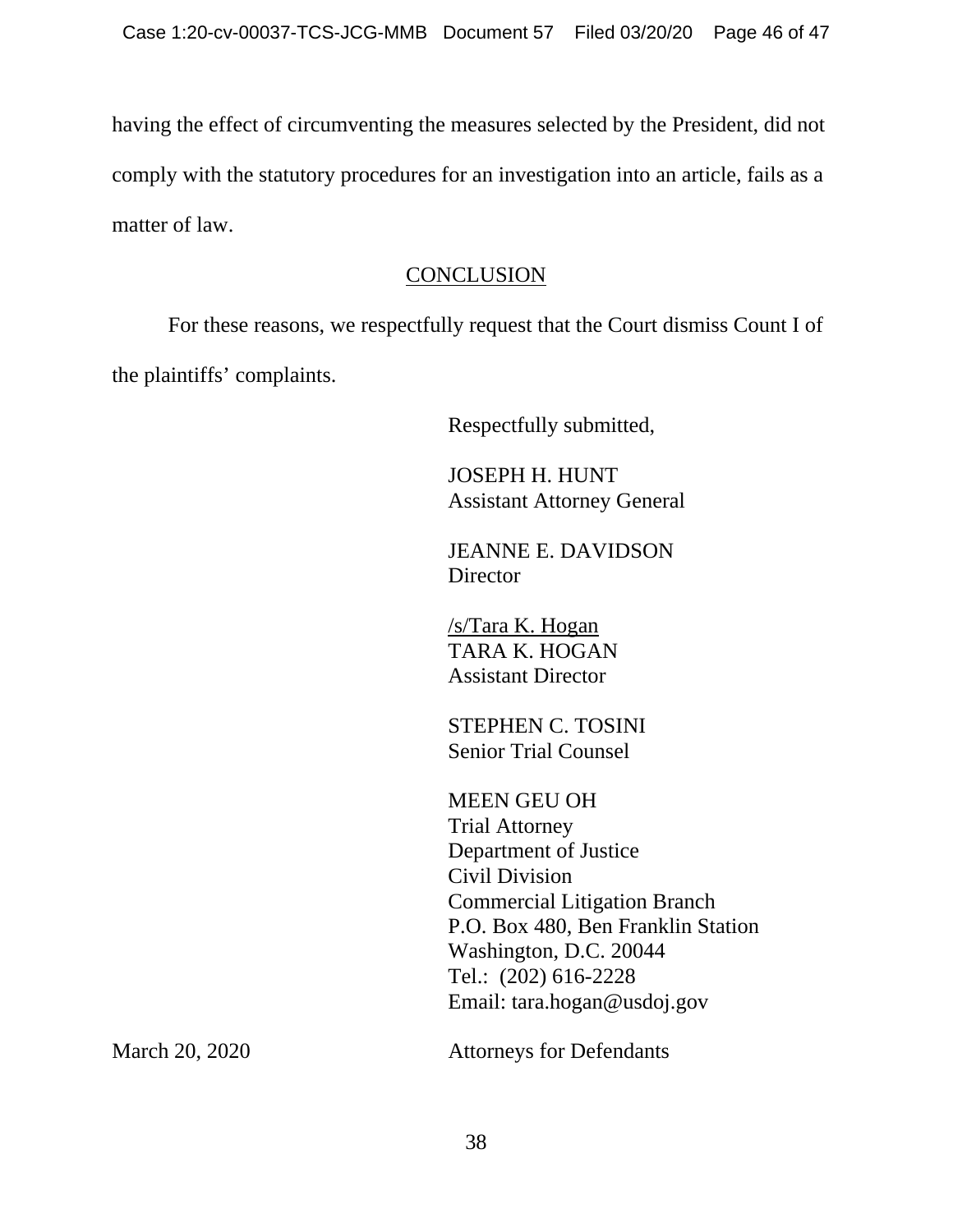having the effect of circumventing the measures selected by the President, did not comply with the statutory procedures for an investigation into an article, fails as a matter of law.

## CONCLUSION

For these reasons, we respectfully request that the Court dismiss Count I of the plaintiffs' complaints.

Respectfully submitted,

JOSEPH H. HUNT
Assistant Attorney General

JEANNE E. DAVIDSON
Director

/s/Tara K. Hogan
TARA K. HOGAN
Assistant Director

STEPHEN C. TOSINI
Senior Trial Counsel

MEEN GEU OH
Trial Attorney
Department of Justice
Civil Division
Commercial Litigation Branch
P.O. Box 480, Ben Franklin Station
Washington, D.C. 20044
Tel.: (202) 616-2228
Email: tara.hogan@usdoj.gov

March 20, 2020

Attorneys for Defendants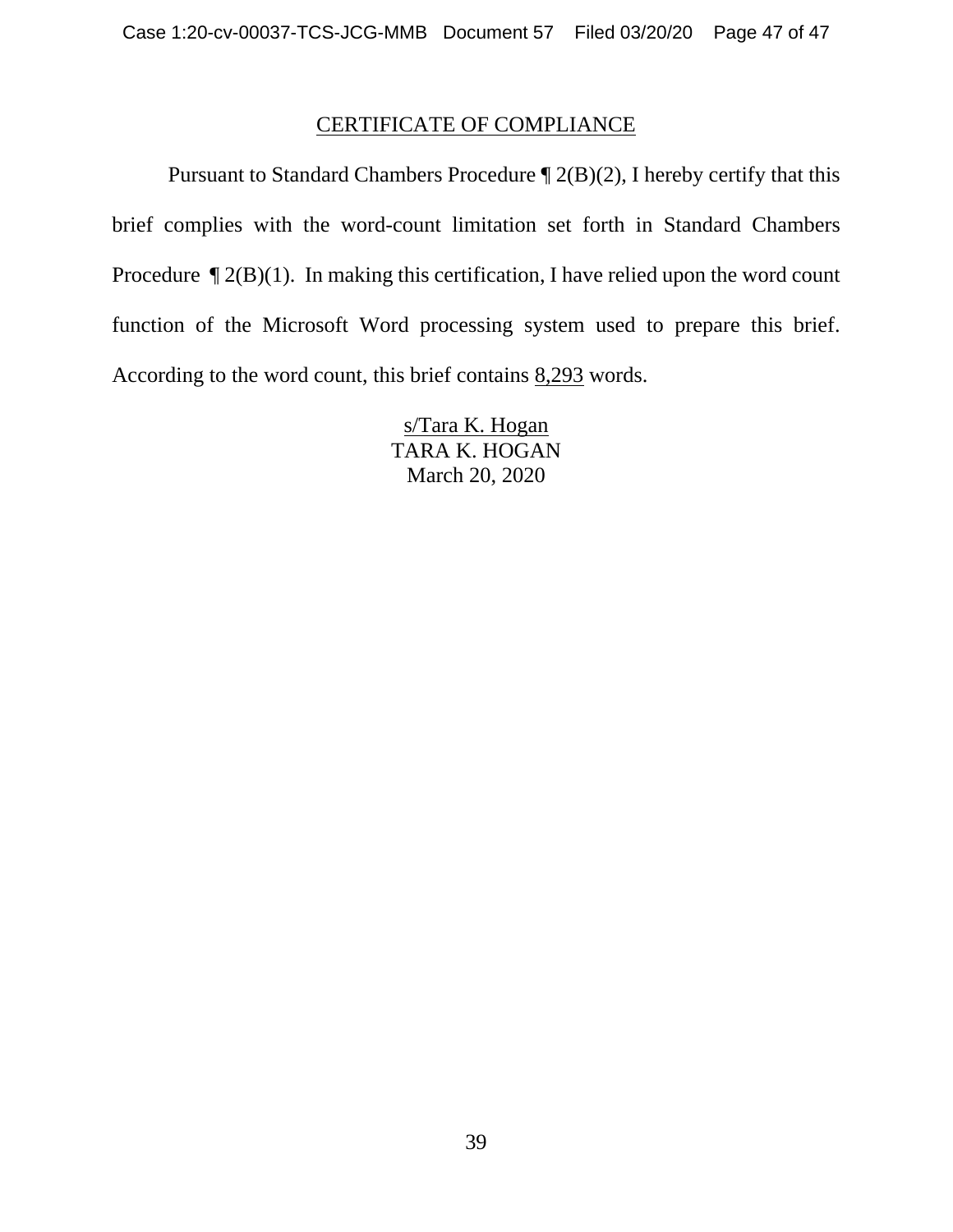## CERTIFICATE OF COMPLIANCE

Pursuant to Standard Chambers Procedure ¶ 2(B)(2), I hereby certify that this brief complies with the word-count limitation set forth in Standard Chambers Procedure ¶ 2(B)(1). In making this certification, I have relied upon the word count function of the Microsoft Word processing system used to prepare this brief. According to the word count, this brief contains 8,293 words.

s/Tara K. Hogan
TARA K. HOGAN
March 20, 2020